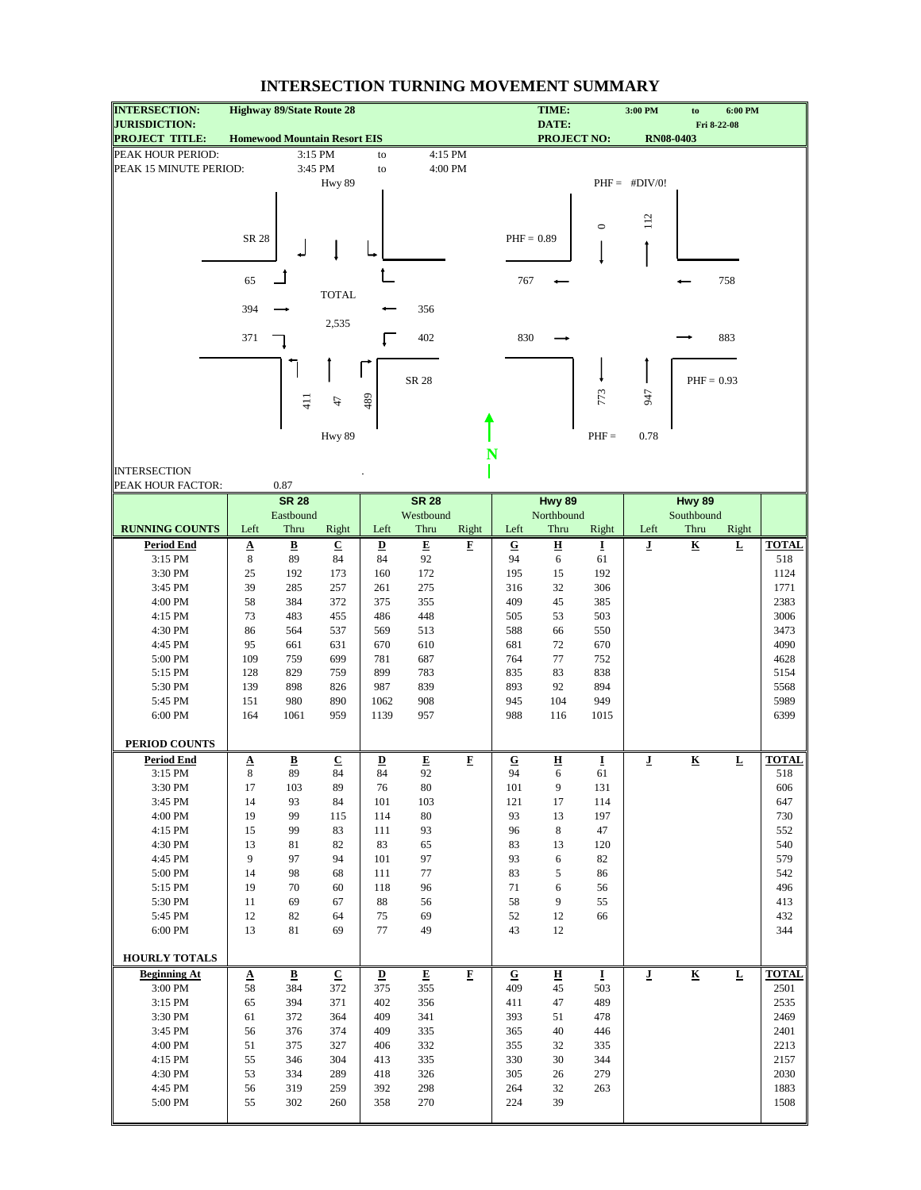# INTERSECTION TURNING MOVEMENT SUMMARY

| | | | |
|---|---|---|---|
| **INTERSECTION:** | **Highway 89/State Route 28** | **TIME:** | **3:00 PM to 6:00 PM** |
| **JURISDICTION:** | | **DATE:** | **Fri 8-22-08** |
| **PROJECT TITLE:** | **Homewood Mountain Resort EIS** | **PROJECT NO:** | **RN08-0403** |

PEAK HOUR PERIOD: 3:15 PM to 4:15 PM

PEAK 15 MINUTE PERIOD: 3:45 PM to 4:00 PM

Hwy 89

SR 28

65 ↲ 394 → 371 ↴

TOTAL 2,535

← 356

↱ 402

SR 28

411 47 489

Hwy 89

PHF = #DIV/0!

0 112

PHF = 0.89

767 ← ← 758

830 → → 883

PHF = 0.93

773 947

PHF = 0.78

N

INTERSECTION PEAK HOUR FACTOR: 0.87

| | SR 28 | | | SR 28 | | | Hwy 89 | | | Hwy 89 | | | |
|---|---|---|---|---|---|---|---|---|---|---|---|---|---|
| | Eastbound | | | Westbound | | | Northbound | | | Southbound | | | |
| **RUNNING COUNTS** | Left | Thru | Right | Left | Thru | Right | Left | Thru | Right | Left | Thru | Right | |
| **Period End** | **A** | **B** | **C** | **D** | **E** | **F** | **G** | **H** | **I** | **J** | **K** | **L** | **TOTAL** |
| 3:15 PM | 8 | 89 | 84 | 84 | 92 | | 94 | 6 | 61 | | | | 518 |
| 3:30 PM | 25 | 192 | 173 | 160 | 172 | | 195 | 15 | 192 | | | | 1124 |
| 3:45 PM | 39 | 285 | 257 | 261 | 275 | | 316 | 32 | 306 | | | | 1771 |
| 4:00 PM | 58 | 384 | 372 | 375 | 355 | | 409 | 45 | 385 | | | | 2383 |
| 4:15 PM | 73 | 483 | 455 | 486 | 448 | | 505 | 53 | 503 | | | | 3006 |
| 4:30 PM | 86 | 564 | 537 | 569 | 513 | | 588 | 66 | 550 | | | | 3473 |
| 4:45 PM | 95 | 661 | 631 | 670 | 610 | | 681 | 72 | 670 | | | | 4090 |
| 5:00 PM | 109 | 759 | 699 | 781 | 687 | | 764 | 77 | 752 | | | | 4628 |
| 5:15 PM | 128 | 829 | 759 | 899 | 783 | | 835 | 83 | 838 | | | | 5154 |
| 5:30 PM | 139 | 898 | 826 | 987 | 839 | | 893 | 92 | 894 | | | | 5568 |
| 5:45 PM | 151 | 980 | 890 | 1062 | 908 | | 945 | 104 | 949 | | | | 5989 |
| 6:00 PM | 164 | 1061 | 959 | 1139 | 957 | | 988 | 116 | 1015 | | | | 6399 |
| **PERIOD COUNTS** | | | | | | | | | | | | | |
| **Period End** | **A** | **B** | **C** | **D** | **E** | **F** | **G** | **H** | **I** | **J** | **K** | **L** | **TOTAL** |
| 3:15 PM | 8 | 89 | 84 | 84 | 92 | | 94 | 6 | 61 | | | | 518 |
| 3:30 PM | 17 | 103 | 89 | 76 | 80 | | 101 | 9 | 131 | | | | 606 |
| 3:45 PM | 14 | 93 | 84 | 101 | 103 | | 121 | 17 | 114 | | | | 647 |
| 4:00 PM | 19 | 99 | 115 | 114 | 80 | | 93 | 13 | 197 | | | | 730 |
| 4:15 PM | 15 | 99 | 83 | 111 | 93 | | 96 | 8 | 47 | | | | 552 |
| 4:30 PM | 13 | 81 | 82 | 83 | 65 | | 83 | 13 | 120 | | | | 540 |
| 4:45 PM | 9 | 97 | 94 | 101 | 97 | | 93 | 6 | 82 | | | | 579 |
| 5:00 PM | 14 | 98 | 68 | 111 | 77 | | 83 | 5 | 86 | | | | 542 |
| 5:15 PM | 19 | 70 | 60 | 118 | 96 | | 71 | 6 | 56 | | | | 496 |
| 5:30 PM | 11 | 69 | 67 | 88 | 56 | | 58 | 9 | 55 | | | | 413 |
| 5:45 PM | 12 | 82 | 64 | 75 | 69 | | 52 | 12 | 66 | | | | 432 |
| 6:00 PM | 13 | 81 | 69 | 77 | 49 | | 43 | 12 | | | | | 344 |
| **HOURLY TOTALS** | | | | | | | | | | | | | |
| **Beginning At** | **A** | **B** | **C** | **D** | **E** | **F** | **G** | **H** | **I** | **J** | **K** | **L** | **TOTAL** |
| 3:00 PM | 58 | 384 | 372 | 375 | 355 | | 409 | 45 | 503 | | | | 2501 |
| 3:15 PM | 65 | 394 | 371 | 402 | 356 | | 411 | 47 | 489 | | | | 2535 |
| 3:30 PM | 61 | 372 | 364 | 409 | 341 | | 393 | 51 | 478 | | | | 2469 |
| 3:45 PM | 56 | 376 | 374 | 409 | 335 | | 365 | 40 | 446 | | | | 2401 |
| 4:00 PM | 51 | 375 | 327 | 406 | 332 | | 355 | 32 | 335 | | | | 2213 |
| 4:15 PM | 55 | 346 | 304 | 413 | 335 | | 330 | 30 | 344 | | | | 2157 |
| 4:30 PM | 53 | 334 | 289 | 418 | 326 | | 305 | 26 | 279 | | | | 2030 |
| 4:45 PM | 56 | 319 | 259 | 392 | 298 | | 264 | 32 | 263 | | | | 1883 |
| 5:00 PM | 55 | 302 | 260 | 358 | 270 | | 224 | 39 | | | | | 1508 |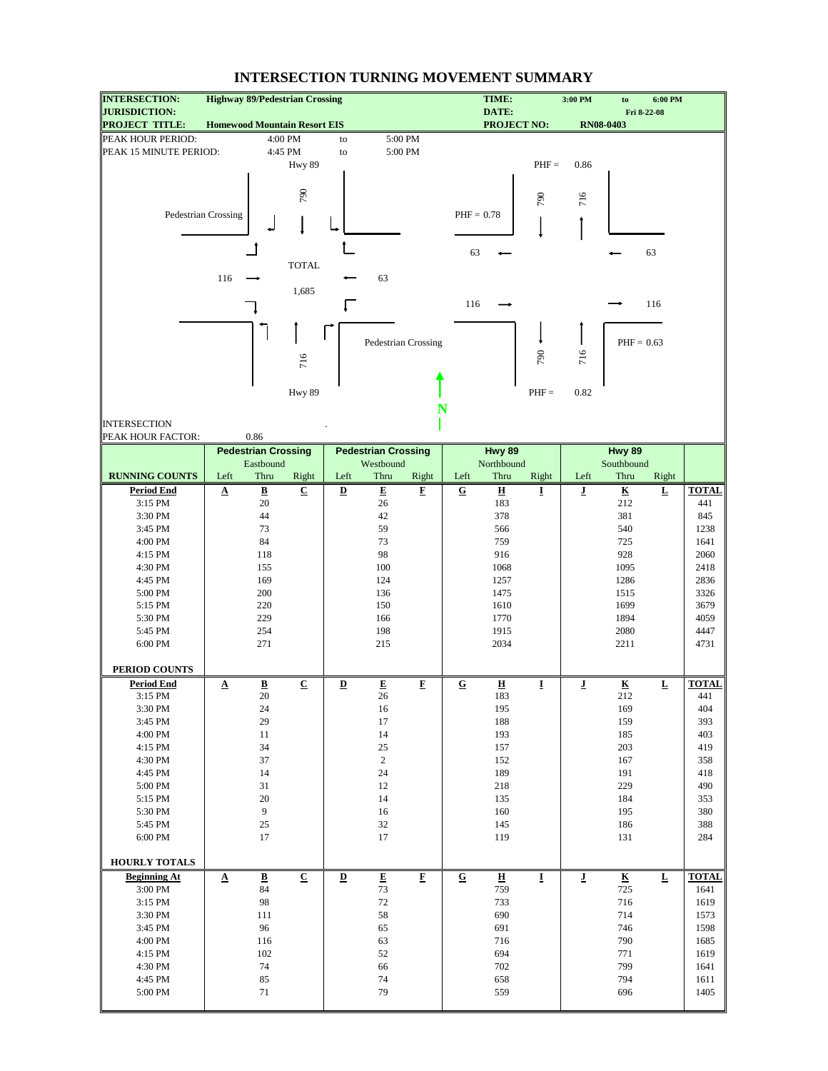# INTERSECTION TURNING MOVEMENT SUMMARY

| | | | |
|---|---|---|---|
| **INTERSECTION:** | **Highway 89/Pedestrian Crossing** | **TIME:** | **3:00 PM to 6:00 PM** |
| **JURISDICTION:** | | **DATE:** | **Fri 8-22-08** |
| **PROJECT TITLE:** | **Homewood Mountain Resort EIS** | **PROJECT NO:** | **RN08-0403** |

PEAK HOUR PERIOD: 4:00 PM to 5:00 PM

PEAK 15 MINUTE PERIOD: 4:45 PM to 5:00 PM

Hwy 89 (north leg): southbound 790; northbound 716. PHF = 0.86

Pedestrian Crossing (west leg): eastbound 116; westbound 63. PHF = 0.78

Pedestrian Crossing (east leg): westbound 63; eastbound 116. PHF = 0.63

Hwy 89 (south leg): northbound 716; southbound 790. PHF = 0.82

TOTAL 1,685

INTERSECTION PEAK HOUR FACTOR: 0.86

| RUNNING COUNTS | Pedestrian Crossing Eastbound Left | Thru | Right | Pedestrian Crossing Westbound Left | Thru | Right | Hwy 89 Northbound Left | Thru | Right | Hwy 89 Southbound Left | Thru | Right | |
|---|---|---|---|---|---|---|---|---|---|---|---|---|---|
| **Period End** | **A** | **B** | **C** | **D** | **E** | **F** | **G** | **H** | **I** | **J** | **K** | **L** | **TOTAL** |
| 3:15 PM | | 20 | | | 26 | | | 183 | | | 212 | | 441 |
| 3:30 PM | | 44 | | | 42 | | | 378 | | | 381 | | 845 |
| 3:45 PM | | 73 | | | 59 | | | 566 | | | 540 | | 1238 |
| 4:00 PM | | 84 | | | 73 | | | 759 | | | 725 | | 1641 |
| 4:15 PM | | 118 | | | 98 | | | 916 | | | 928 | | 2060 |
| 4:30 PM | | 155 | | | 100 | | | 1068 | | | 1095 | | 2418 |
| 4:45 PM | | 169 | | | 124 | | | 1257 | | | 1286 | | 2836 |
| 5:00 PM | | 200 | | | 136 | | | 1475 | | | 1515 | | 3326 |
| 5:15 PM | | 220 | | | 150 | | | 1610 | | | 1699 | | 3679 |
| 5:30 PM | | 229 | | | 166 | | | 1770 | | | 1894 | | 4059 |
| 5:45 PM | | 254 | | | 198 | | | 1915 | | | 2080 | | 4447 |
| 6:00 PM | | 271 | | | 215 | | | 2034 | | | 2211 | | 4731 |

**PERIOD COUNTS**

| Period End | A | B | C | D | E | F | G | H | I | J | K | L | TOTAL |
|---|---|---|---|---|---|---|---|---|---|---|---|---|---|
| 3:15 PM | | 20 | | | 26 | | | 183 | | | 212 | | 441 |
| 3:30 PM | | 24 | | | 16 | | | 195 | | | 169 | | 404 |
| 3:45 PM | | 29 | | | 17 | | | 188 | | | 159 | | 393 |
| 4:00 PM | | 11 | | | 14 | | | 193 | | | 185 | | 403 |
| 4:15 PM | | 34 | | | 25 | | | 157 | | | 203 | | 419 |
| 4:30 PM | | 37 | | | 2 | | | 152 | | | 167 | | 358 |
| 4:45 PM | | 14 | | | 24 | | | 189 | | | 191 | | 418 |
| 5:00 PM | | 31 | | | 12 | | | 218 | | | 229 | | 490 |
| 5:15 PM | | 20 | | | 14 | | | 135 | | | 184 | | 353 |
| 5:30 PM | | 9 | | | 16 | | | 160 | | | 195 | | 380 |
| 5:45 PM | | 25 | | | 32 | | | 145 | | | 186 | | 388 |
| 6:00 PM | | 17 | | | 17 | | | 119 | | | 131 | | 284 |

**HOURLY TOTALS**

| Beginning At | A | B | C | D | E | F | G | H | I | J | K | L | TOTAL |
|---|---|---|---|---|---|---|---|---|---|---|---|---|---|
| 3:00 PM | | 84 | | | 73 | | | 759 | | | 725 | | 1641 |
| 3:15 PM | | 98 | | | 72 | | | 733 | | | 716 | | 1619 |
| 3:30 PM | | 111 | | | 58 | | | 690 | | | 714 | | 1573 |
| 3:45 PM | | 96 | | | 65 | | | 691 | | | 746 | | 1598 |
| 4:00 PM | | 116 | | | 63 | | | 716 | | | 790 | | 1685 |
| 4:15 PM | | 102 | | | 52 | | | 694 | | | 771 | | 1619 |
| 4:30 PM | | 74 | | | 66 | | | 702 | | | 799 | | 1641 |
| 4:45 PM | | 85 | | | 74 | | | 658 | | | 794 | | 1611 |
| 5:00 PM | | 71 | | | 79 | | | 559 | | | 696 | | 1405 |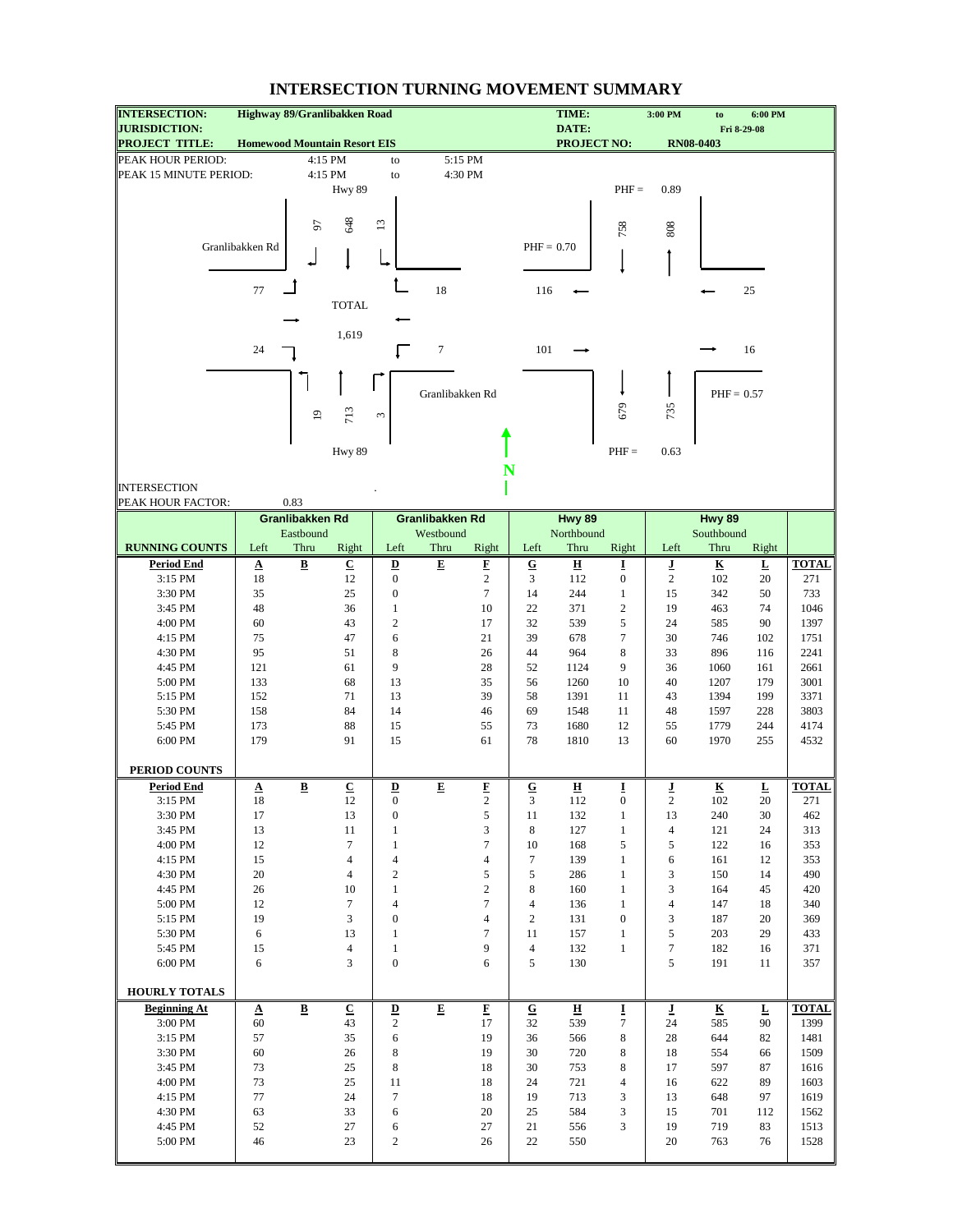# INTERSECTION TURNING MOVEMENT SUMMARY

| | | | |
|---|---|---|---|
| **INTERSECTION:** | **Highway 89/Granlibakken Road** | **TIME:** | **3:00 PM to 6:00 PM** |
| **JURISDICTION:** | | **DATE:** | **Fri 8-29-08** |
| **PROJECT TITLE:** | **Homewood Mountain Resort EIS** | **PROJECT NO:** | **RN08-0403** |

PEAK HOUR PERIOD: 4:15 PM to 5:15 PM

PEAK 15 MINUTE PERIOD: 4:15 PM to 4:30 PM

**Peak Hour Volumes**

| Approach | Left | Thru | Right |
|---|---|---|---|
| Hwy 89 Southbound | 13 | 648 | 97 |
| Hwy 89 Northbound | 19 | 713 | 3 |
| Granlibakken Rd Eastbound | 77 | | 24 |
| Granlibakken Rd Westbound | 7 | | 18 |

TOTAL: 1,619

**Approach/Departure Volumes and PHF**

| Leg | Approach | Departure | PHF |
|---|---|---|---|
| Hwy 89 (North) | 758 | 808 | 0.89 |
| Hwy 89 (South) | 735 | 679 | 0.63 |
| Granlibakken Rd (West) | 101 | 116 | 0.70 |
| Granlibakken Rd (East) | 25 | 16 | 0.57 |

INTERSECTION PEAK HOUR FACTOR: 0.83

| | Granlibakken Rd Eastbound | | | Granlibakken Rd Westbound | | | Hwy 89 Northbound | | | Hwy 89 Southbound | | | |
|---|---|---|---|---|---|---|---|---|---|---|---|---|---|
| **RUNNING COUNTS** | Left | Thru | Right | Left | Thru | Right | Left | Thru | Right | Left | Thru | Right | |
| **Period End** | **A** | **B** | **C** | **D** | **E** | **F** | **G** | **H** | **I** | **J** | **K** | **L** | **TOTAL** |
| 3:15 PM | 18 | | 12 | 0 | | 2 | 3 | 112 | 0 | 2 | 102 | 20 | 271 |
| 3:30 PM | 35 | | 25 | 0 | | 7 | 14 | 244 | 1 | 15 | 342 | 50 | 733 |
| 3:45 PM | 48 | | 36 | 1 | | 10 | 22 | 371 | 2 | 19 | 463 | 74 | 1046 |
| 4:00 PM | 60 | | 43 | 2 | | 17 | 32 | 539 | 5 | 24 | 585 | 90 | 1397 |
| 4:15 PM | 75 | | 47 | 6 | | 21 | 39 | 678 | 7 | 30 | 746 | 102 | 1751 |
| 4:30 PM | 95 | | 51 | 8 | | 26 | 44 | 964 | 8 | 33 | 896 | 116 | 2241 |
| 4:45 PM | 121 | | 61 | 9 | | 28 | 52 | 1124 | 9 | 36 | 1060 | 161 | 2661 |
| 5:00 PM | 133 | | 68 | 13 | | 35 | 56 | 1260 | 10 | 40 | 1207 | 179 | 3001 |
| 5:15 PM | 152 | | 71 | 13 | | 39 | 58 | 1391 | 11 | 43 | 1394 | 199 | 3371 |
| 5:30 PM | 158 | | 84 | 14 | | 46 | 69 | 1548 | 11 | 48 | 1597 | 228 | 3803 |
| 5:45 PM | 173 | | 88 | 15 | | 55 | 73 | 1680 | 12 | 55 | 1779 | 244 | 4174 |
| 6:00 PM | 179 | | 91 | 15 | | 61 | 78 | 1810 | 13 | 60 | 1970 | 255 | 4532 |
| **PERIOD COUNTS** | | | | | | | | | | | | | |
| **Period End** | **A** | **B** | **C** | **D** | **E** | **F** | **G** | **H** | **I** | **J** | **K** | **L** | **TOTAL** |
| 3:15 PM | 18 | | 12 | 0 | | 2 | 3 | 112 | 0 | 2 | 102 | 20 | 271 |
| 3:30 PM | 17 | | 13 | 0 | | 5 | 11 | 132 | 1 | 13 | 240 | 30 | 462 |
| 3:45 PM | 13 | | 11 | 1 | | 3 | 8 | 127 | 1 | 4 | 121 | 24 | 313 |
| 4:00 PM | 12 | | 7 | 1 | | 7 | 10 | 168 | 5 | 5 | 122 | 16 | 353 |
| 4:15 PM | 15 | | 4 | 4 | | 4 | 7 | 139 | 1 | 6 | 161 | 12 | 353 |
| 4:30 PM | 20 | | 4 | 2 | | 5 | 5 | 286 | 1 | 3 | 150 | 14 | 490 |
| 4:45 PM | 26 | | 10 | 1 | | 2 | 8 | 160 | 1 | 3 | 164 | 45 | 420 |
| 5:00 PM | 12 | | 7 | 4 | | 7 | 4 | 136 | 1 | 4 | 147 | 18 | 340 |
| 5:15 PM | 19 | | 3 | 0 | | 4 | 2 | 131 | 0 | 3 | 187 | 20 | 369 |
| 5:30 PM | 6 | | 13 | 1 | | 7 | 11 | 157 | 1 | 5 | 203 | 29 | 433 |
| 5:45 PM | 15 | | 4 | 1 | | 9 | 4 | 132 | 1 | 7 | 182 | 16 | 371 |
| 6:00 PM | 6 | | 3 | 0 | | 6 | 5 | 130 | | 5 | 191 | 11 | 357 |
| **HOURLY TOTALS** | | | | | | | | | | | | | |
| **Beginning At** | **A** | **B** | **C** | **D** | **E** | **F** | **G** | **H** | **I** | **J** | **K** | **L** | **TOTAL** |
| 3:00 PM | 60 | | 43 | 2 | | 17 | 32 | 539 | 7 | 24 | 585 | 90 | 1399 |
| 3:15 PM | 57 | | 35 | 6 | | 19 | 36 | 566 | 8 | 28 | 644 | 82 | 1481 |
| 3:30 PM | 60 | | 26 | 8 | | 19 | 30 | 720 | 8 | 18 | 554 | 66 | 1509 |
| 3:45 PM | 73 | | 25 | 8 | | 18 | 30 | 753 | 8 | 17 | 597 | 87 | 1616 |
| 4:00 PM | 73 | | 25 | 11 | | 18 | 24 | 721 | 4 | 16 | 622 | 89 | 1603 |
| 4:15 PM | 77 | | 24 | 7 | | 18 | 19 | 713 | 3 | 13 | 648 | 97 | 1619 |
| 4:30 PM | 63 | | 33 | 6 | | 20 | 25 | 584 | 3 | 15 | 701 | 112 | 1562 |
| 4:45 PM | 52 | | 27 | 6 | | 27 | 21 | 556 | 3 | 19 | 719 | 83 | 1513 |
| 5:00 PM | 46 | | 23 | 2 | | 26 | 22 | 550 | | 20 | 763 | 76 | 1528 |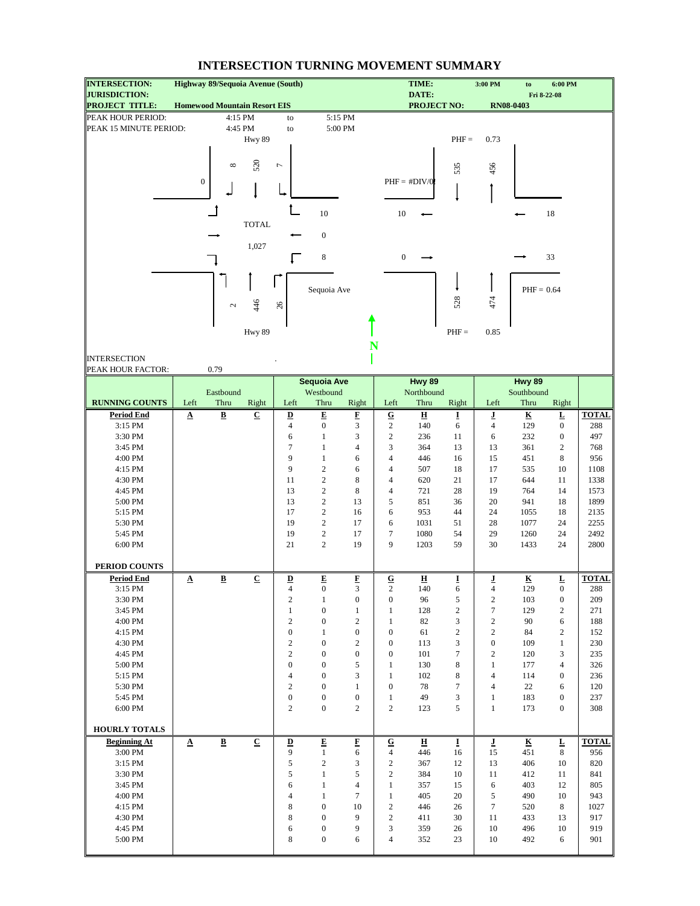# INTERSECTION TURNING MOVEMENT SUMMARY

| | | | | |
|---|---|---|---|---|
| **INTERSECTION:** | **Highway 89/Sequoia Avenue (South)** | **TIME:** | **3:00 PM** to **6:00 PM** | |
| **JURISDICTION:** | | **DATE:** | **Fri 8-22-08** | |
| **PROJECT TITLE:** | **Homewood Mountain Resort EIS** | **PROJECT NO:** | **RN08-0403** | |

PEAK HOUR PERIOD: 4:15 PM to 5:15 PM

PEAK 15 MINUTE PERIOD: 4:45 PM to 5:00 PM

**Turning movement diagram (peak hour volumes):**

Hwy 89 (south leg approach, southbound): Left 8, Thru 520, Right 7; PHF = 0.73; Southbound approach 535, departure 456

Eastbound: Left 0, Thru —, Right —; PHF = #DIV/0!; Approach 0, Departure 10

Sequoia Ave (Westbound): Left 10, Thru 0, Right 8; PHF = 0.64; Approach 18, Departure 33

Hwy 89 (Northbound): Left 2, Thru 446, Right 26; PHF = 0.85; Approach 474, Departure 528

TOTAL 1,027

INTERSECTION PEAK HOUR FACTOR: 0.79

| RUNNING COUNTS | Eastbound Left | Eastbound Thru | Eastbound Right | Sequoia Ave Westbound Left | Sequoia Ave Westbound Thru | Sequoia Ave Westbound Right | Hwy 89 Northbound Left | Hwy 89 Northbound Thru | Hwy 89 Northbound Right | Hwy 89 Southbound Left | Hwy 89 Southbound Thru | Hwy 89 Southbound Right | |
|---|---|---|---|---|---|---|---|---|---|---|---|---|---|
| **Period End** | **A** | **B** | **C** | **D** | **E** | **F** | **G** | **H** | **I** | **J** | **K** | **L** | **TOTAL** |
| 3:15 PM | | | | 4 | 0 | 3 | 2 | 140 | 6 | 4 | 129 | 0 | 288 |
| 3:30 PM | | | | 6 | 1 | 3 | 2 | 236 | 11 | 6 | 232 | 0 | 497 |
| 3:45 PM | | | | 7 | 1 | 4 | 3 | 364 | 13 | 13 | 361 | 2 | 768 |
| 4:00 PM | | | | 9 | 1 | 6 | 4 | 446 | 16 | 15 | 451 | 8 | 956 |
| 4:15 PM | | | | 9 | 2 | 6 | 4 | 507 | 18 | 17 | 535 | 10 | 1108 |
| 4:30 PM | | | | 11 | 2 | 8 | 4 | 620 | 21 | 17 | 644 | 11 | 1338 |
| 4:45 PM | | | | 13 | 2 | 8 | 4 | 721 | 28 | 19 | 764 | 14 | 1573 |
| 5:00 PM | | | | 13 | 2 | 13 | 5 | 851 | 36 | 20 | 941 | 18 | 1899 |
| 5:15 PM | | | | 17 | 2 | 16 | 6 | 953 | 44 | 24 | 1055 | 18 | 2135 |
| 5:30 PM | | | | 19 | 2 | 17 | 6 | 1031 | 51 | 28 | 1077 | 24 | 2255 |
| 5:45 PM | | | | 19 | 2 | 17 | 7 | 1080 | 54 | 29 | 1260 | 24 | 2492 |
| 6:00 PM | | | | 21 | 2 | 19 | 9 | 1203 | 59 | 30 | 1433 | 24 | 2800 |
| **PERIOD COUNTS** | | | | | | | | | | | | | |
| **Period End** | **A** | **B** | **C** | **D** | **E** | **F** | **G** | **H** | **I** | **J** | **K** | **L** | **TOTAL** |
| 3:15 PM | | | | 4 | 0 | 3 | 2 | 140 | 6 | 4 | 129 | 0 | 288 |
| 3:30 PM | | | | 2 | 1 | 0 | 0 | 96 | 5 | 2 | 103 | 0 | 209 |
| 3:45 PM | | | | 1 | 0 | 1 | 1 | 128 | 2 | 7 | 129 | 2 | 271 |
| 4:00 PM | | | | 2 | 0 | 2 | 1 | 82 | 3 | 2 | 90 | 6 | 188 |
| 4:15 PM | | | | 0 | 1 | 0 | 0 | 61 | 2 | 2 | 84 | 2 | 152 |
| 4:30 PM | | | | 2 | 0 | 2 | 0 | 113 | 3 | 0 | 109 | 1 | 230 |
| 4:45 PM | | | | 2 | 0 | 0 | 0 | 101 | 7 | 2 | 120 | 3 | 235 |
| 5:00 PM | | | | 0 | 0 | 5 | 1 | 130 | 8 | 1 | 177 | 4 | 326 |
| 5:15 PM | | | | 4 | 0 | 3 | 1 | 102 | 8 | 4 | 114 | 0 | 236 |
| 5:30 PM | | | | 2 | 0 | 1 | 0 | 78 | 7 | 4 | 22 | 6 | 120 |
| 5:45 PM | | | | 0 | 0 | 0 | 1 | 49 | 3 | 1 | 183 | 0 | 237 |
| 6:00 PM | | | | 2 | 0 | 2 | 2 | 123 | 5 | 1 | 173 | 0 | 308 |
| **HOURLY TOTALS** | | | | | | | | | | | | | |
| **Beginning At** | **A** | **B** | **C** | **D** | **E** | **F** | **G** | **H** | **I** | **J** | **K** | **L** | **TOTAL** |
| 3:00 PM | | | | 9 | 1 | 6 | 4 | 446 | 16 | 15 | 451 | 8 | 956 |
| 3:15 PM | | | | 5 | 2 | 3 | 2 | 367 | 12 | 13 | 406 | 10 | 820 |
| 3:30 PM | | | | 5 | 1 | 5 | 2 | 384 | 10 | 11 | 412 | 11 | 841 |
| 3:45 PM | | | | 6 | 1 | 4 | 1 | 357 | 15 | 6 | 403 | 12 | 805 |
| 4:00 PM | | | | 4 | 1 | 7 | 1 | 405 | 20 | 5 | 490 | 10 | 943 |
| 4:15 PM | | | | 8 | 0 | 10 | 2 | 446 | 26 | 7 | 520 | 8 | 1027 |
| 4:30 PM | | | | 8 | 0 | 9 | 2 | 411 | 30 | 11 | 433 | 13 | 917 |
| 4:45 PM | | | | 6 | 0 | 9 | 3 | 359 | 26 | 10 | 496 | 10 | 919 |
| 5:00 PM | | | | 8 | 0 | 6 | 4 | 352 | 23 | 10 | 492 | 6 | 901 |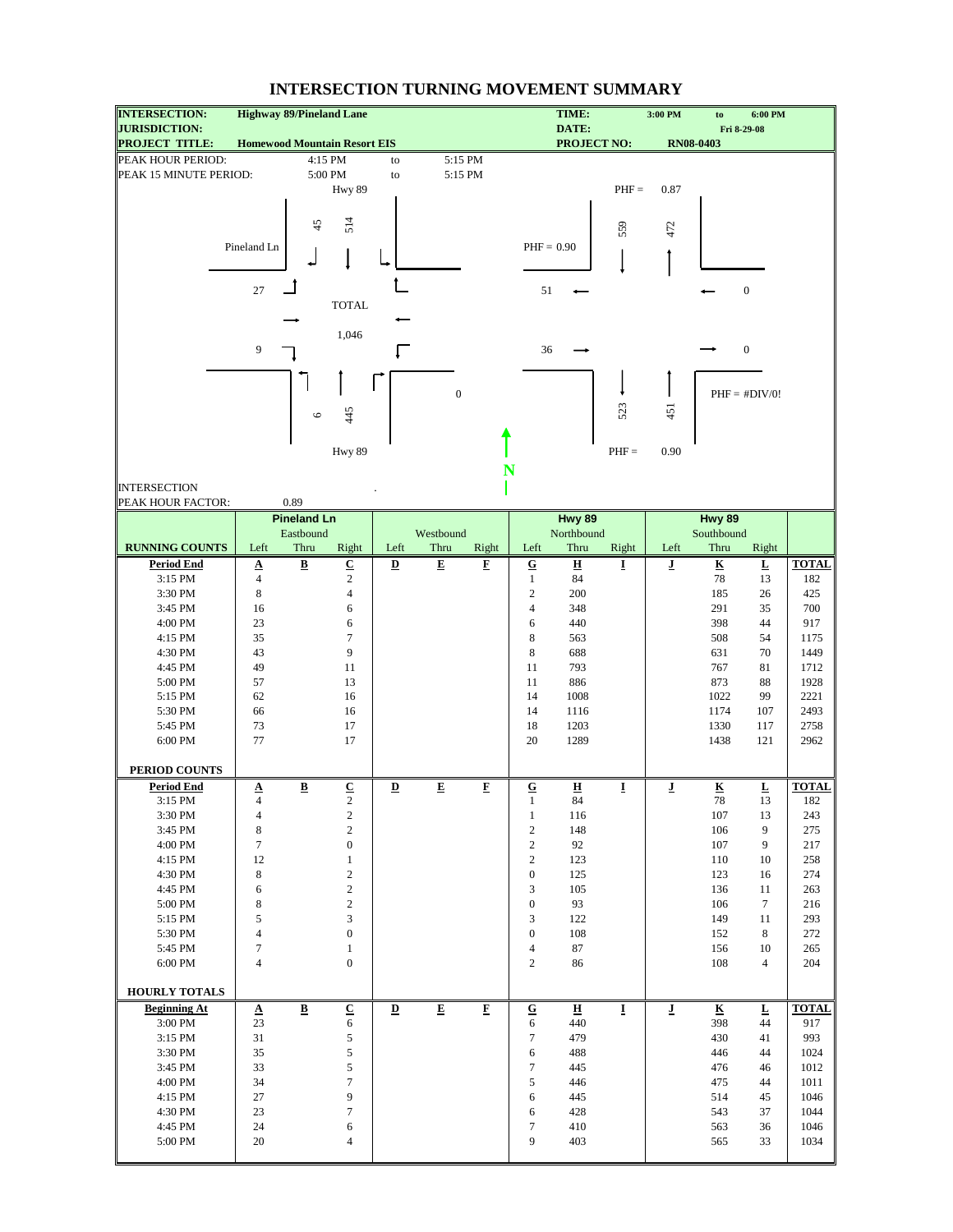# INTERSECTION TURNING MOVEMENT SUMMARY

| | | | | | |
|---|---|---|---|---|---|
| **INTERSECTION:** | **Highway 89/Pineland Lane** | **TIME:** | **3:00 PM** | **to** | **6:00 PM** |
| **JURISDICTION:** | | **DATE:** | | **Fri 8-29-08** | |
| **PROJECT TITLE:** | **Homewood Mountain Resort EIS** | **PROJECT NO:** | **RN08-0403** | | |

PEAK HOUR PERIOD: 4:15 PM to 5:15 PM

PEAK 15 MINUTE PERIOD: 5:00 PM to 5:15 PM

**Peak hour turning movements (TOTAL = 1,046)**

Hwy 89 (north leg), Southbound: Right 45, Thru 514

Pineland Ln (west leg), Eastbound: Left 27, Right 9

Hwy 89 (south leg), Northbound: Left 6, Thru 445

East leg: 0

**Approach/departure volumes**

Hwy 89 north leg: 559 southbound approach, 472 northbound departure; PHF = 0.87

Pineland Ln: 51 westbound departure, 36 eastbound approach; PHF = 0.90

East leg: 0, 0; PHF = #DIV/0!

Hwy 89 south leg: 523 southbound departure, 451 northbound approach; PHF = 0.90

INTERSECTION PEAK HOUR FACTOR: 0.89

| | Pineland Ln | | | | | | Hwy 89 | | | Hwy 89 | | | |
|---|---|---|---|---|---|---|---|---|---|---|---|---|---|
| | Eastbound | | | Westbound | | | Northbound | | | Southbound | | | |
| **RUNNING COUNTS** | Left | Thru | Right | Left | Thru | Right | Left | Thru | Right | Left | Thru | Right | |
| **Period End** | **A** | **B** | **C** | **D** | **E** | **F** | **G** | **H** | **I** | **J** | **K** | **L** | **TOTAL** |
| 3:15 PM | 4 | | 2 | | | | 1 | 84 | | | 78 | 13 | 182 |
| 3:30 PM | 8 | | 4 | | | | 2 | 200 | | | 185 | 26 | 425 |
| 3:45 PM | 16 | | 6 | | | | 4 | 348 | | | 291 | 35 | 700 |
| 4:00 PM | 23 | | 6 | | | | 6 | 440 | | | 398 | 44 | 917 |
| 4:15 PM | 35 | | 7 | | | | 8 | 563 | | | 508 | 54 | 1175 |
| 4:30 PM | 43 | | 9 | | | | 8 | 688 | | | 631 | 70 | 1449 |
| 4:45 PM | 49 | | 11 | | | | 11 | 793 | | | 767 | 81 | 1712 |
| 5:00 PM | 57 | | 13 | | | | 11 | 886 | | | 873 | 88 | 1928 |
| 5:15 PM | 62 | | 16 | | | | 14 | 1008 | | | 1022 | 99 | 2221 |
| 5:30 PM | 66 | | 16 | | | | 14 | 1116 | | | 1174 | 107 | 2493 |
| 5:45 PM | 73 | | 17 | | | | 18 | 1203 | | | 1330 | 117 | 2758 |
| 6:00 PM | 77 | | 17 | | | | 20 | 1289 | | | 1438 | 121 | 2962 |

| **PERIOD COUNTS** | | | | | | | | | | | | | |
|---|---|---|---|---|---|---|---|---|---|---|---|---|---|
| **Period End** | **A** | **B** | **C** | **D** | **E** | **F** | **G** | **H** | **I** | **J** | **K** | **L** | **TOTAL** |
| 3:15 PM | 4 | | 2 | | | | 1 | 84 | | | 78 | 13 | 182 |
| 3:30 PM | 4 | | 2 | | | | 1 | 116 | | | 107 | 13 | 243 |
| 3:45 PM | 8 | | 2 | | | | 2 | 148 | | | 106 | 9 | 275 |
| 4:00 PM | 7 | | 0 | | | | 2 | 92 | | | 107 | 9 | 217 |
| 4:15 PM | 12 | | 1 | | | | 2 | 123 | | | 110 | 10 | 258 |
| 4:30 PM | 8 | | 2 | | | | 0 | 125 | | | 123 | 16 | 274 |
| 4:45 PM | 6 | | 2 | | | | 3 | 105 | | | 136 | 11 | 263 |
| 5:00 PM | 8 | | 2 | | | | 0 | 93 | | | 106 | 7 | 216 |
| 5:15 PM | 5 | | 3 | | | | 3 | 122 | | | 149 | 11 | 293 |
| 5:30 PM | 4 | | 0 | | | | 0 | 108 | | | 152 | 8 | 272 |
| 5:45 PM | 7 | | 1 | | | | 4 | 87 | | | 156 | 10 | 265 |
| 6:00 PM | 4 | | 0 | | | | 2 | 86 | | | 108 | 4 | 204 |

| **HOURLY TOTALS** | | | | | | | | | | | | | |
|---|---|---|---|---|---|---|---|---|---|---|---|---|---|
| **Beginning At** | **A** | **B** | **C** | **D** | **E** | **F** | **G** | **H** | **I** | **J** | **K** | **L** | **TOTAL** |
| 3:00 PM | 23 | | 6 | | | | 6 | 440 | | | 398 | 44 | 917 |
| 3:15 PM | 31 | | 5 | | | | 7 | 479 | | | 430 | 41 | 993 |
| 3:30 PM | 35 | | 5 | | | | 6 | 488 | | | 446 | 44 | 1024 |
| 3:45 PM | 33 | | 5 | | | | 7 | 445 | | | 476 | 46 | 1012 |
| 4:00 PM | 34 | | 7 | | | | 5 | 446 | | | 475 | 44 | 1011 |
| 4:15 PM | 27 | | 9 | | | | 6 | 445 | | | 514 | 45 | 1046 |
| 4:30 PM | 23 | | 7 | | | | 6 | 428 | | | 543 | 37 | 1044 |
| 4:45 PM | 24 | | 6 | | | | 7 | 410 | | | 563 | 36 | 1046 |
| 5:00 PM | 20 | | 4 | | | | 9 | 403 | | | 565 | 33 | 1034 |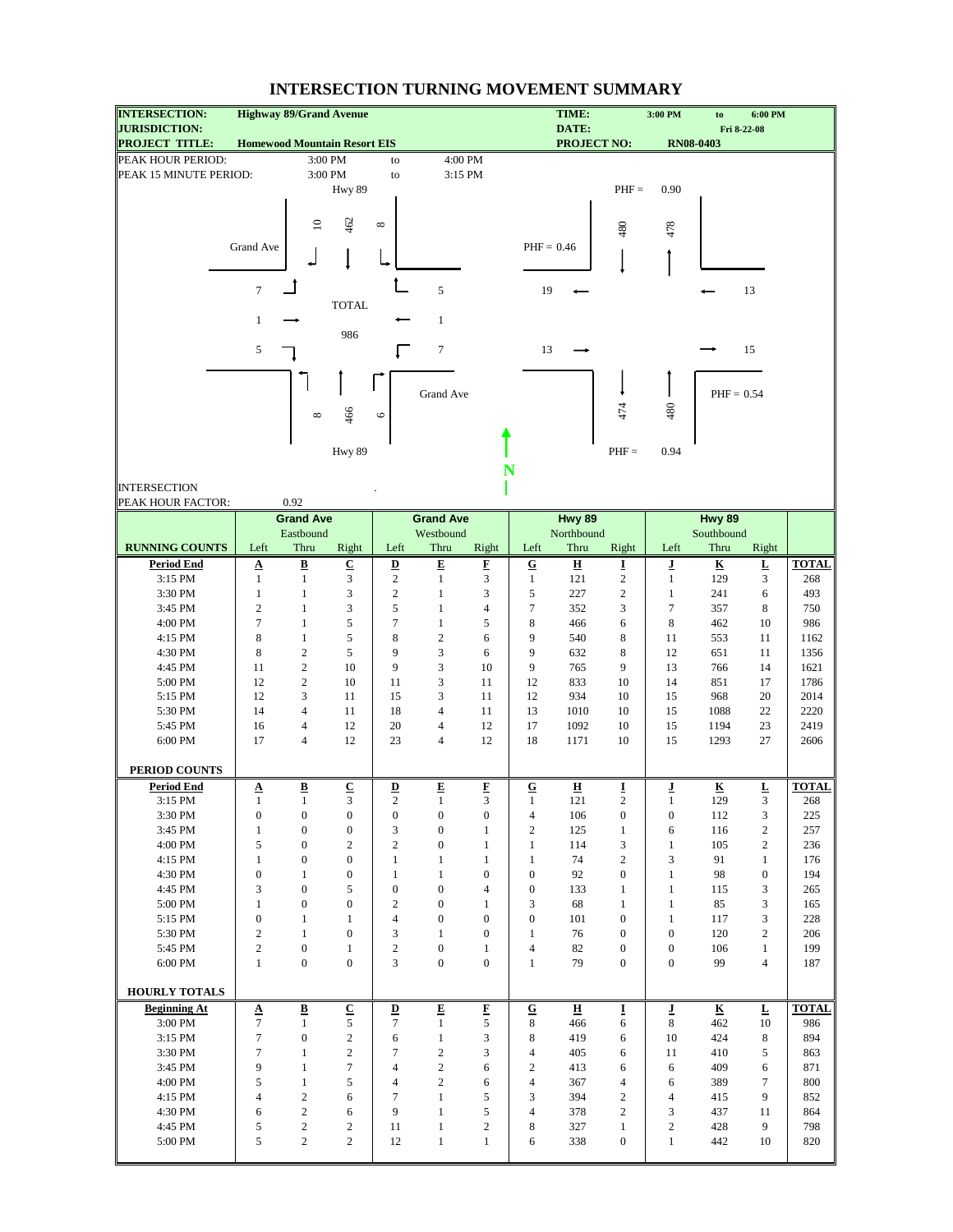# INTERSECTION TURNING MOVEMENT SUMMARY

| | | | |
|---|---|---|---|
| **INTERSECTION:** | **Highway 89/Grand Avenue** | **TIME:** | **3:00 PM to 6:00 PM** |
| **JURISDICTION:** | | **DATE:** | **Fri 8-22-08** |
| **PROJECT TITLE:** | **Homewood Mountain Resort EIS** | **PROJECT NO:** | **RN08-0403** |

PEAK HOUR PERIOD: 3:00 PM to 4:00 PM

PEAK 15 MINUTE PERIOD: 3:00 PM to 3:15 PM

Hwy 89 (north leg): Southbound Right 10, Thru 462, Left 8; PHF = 0.90; approach volume 480, departure volume 478

Grand Ave (west leg): Eastbound Left 7, Thru 1, Right 5; PHF = 0.46; departure 19, approach 13

Grand Ave (east leg): Westbound Left 5, Thru 1, Right 7; PHF = 0.54; approach 13, departure 15

Hwy 89 (south leg): Northbound Left 8, Thru 466, Right 6; PHF = 0.94; departure 474, approach 480

TOTAL 986

N

INTERSECTION PEAK HOUR FACTOR: 0.92

| | **Grand Ave** | | | **Grand Ave** | | | **Hwy 89** | | | **Hwy 89** | | | |
|---|---|---|---|---|---|---|---|---|---|---|---|---|---|
| | Eastbound | | | Westbound | | | Northbound | | | Southbound | | | |
| **RUNNING COUNTS** | Left | Thru | Right | Left | Thru | Right | Left | Thru | Right | Left | Thru | Right | |
| **Period End** | **A** | **B** | **C** | **D** | **E** | **F** | **G** | **H** | **I** | **J** | **K** | **L** | **TOTAL** |
| 3:15 PM | 1 | 1 | 3 | 2 | 1 | 3 | 1 | 121 | 2 | 1 | 129 | 3 | 268 |
| 3:30 PM | 1 | 1 | 3 | 2 | 1 | 3 | 5 | 227 | 2 | 1 | 241 | 6 | 493 |
| 3:45 PM | 2 | 1 | 3 | 5 | 1 | 4 | 7 | 352 | 3 | 7 | 357 | 8 | 750 |
| 4:00 PM | 7 | 1 | 5 | 7 | 1 | 5 | 8 | 466 | 6 | 8 | 462 | 10 | 986 |
| 4:15 PM | 8 | 1 | 5 | 8 | 2 | 6 | 9 | 540 | 8 | 11 | 553 | 11 | 1162 |
| 4:30 PM | 8 | 2 | 5 | 9 | 3 | 6 | 9 | 632 | 8 | 12 | 651 | 11 | 1356 |
| 4:45 PM | 11 | 2 | 10 | 9 | 3 | 10 | 9 | 765 | 9 | 13 | 766 | 14 | 1621 |
| 5:00 PM | 12 | 2 | 10 | 11 | 3 | 11 | 12 | 833 | 10 | 14 | 851 | 17 | 1786 |
| 5:15 PM | 12 | 3 | 11 | 15 | 3 | 11 | 12 | 934 | 10 | 15 | 968 | 20 | 2014 |
| 5:30 PM | 14 | 4 | 11 | 18 | 4 | 11 | 13 | 1010 | 10 | 15 | 1088 | 22 | 2220 |
| 5:45 PM | 16 | 4 | 12 | 20 | 4 | 12 | 17 | 1092 | 10 | 15 | 1194 | 23 | 2419 |
| 6:00 PM | 17 | 4 | 12 | 23 | 4 | 12 | 18 | 1171 | 10 | 15 | 1293 | 27 | 2606 |
| **PERIOD COUNTS** | | | | | | | | | | | | | |
| **Period End** | **A** | **B** | **C** | **D** | **E** | **F** | **G** | **H** | **I** | **J** | **K** | **L** | **TOTAL** |
| 3:15 PM | 1 | 1 | 3 | 2 | 1 | 3 | 1 | 121 | 2 | 1 | 129 | 3 | 268 |
| 3:30 PM | 0 | 0 | 0 | 0 | 0 | 0 | 4 | 106 | 0 | 0 | 112 | 3 | 225 |
| 3:45 PM | 1 | 0 | 0 | 3 | 0 | 1 | 2 | 125 | 1 | 6 | 116 | 2 | 257 |
| 4:00 PM | 5 | 0 | 2 | 2 | 0 | 1 | 1 | 114 | 3 | 1 | 105 | 2 | 236 |
| 4:15 PM | 1 | 0 | 0 | 1 | 1 | 1 | 1 | 74 | 2 | 3 | 91 | 1 | 176 |
| 4:30 PM | 0 | 1 | 0 | 1 | 1 | 0 | 0 | 92 | 0 | 1 | 98 | 0 | 194 |
| 4:45 PM | 3 | 0 | 5 | 0 | 0 | 4 | 0 | 133 | 1 | 1 | 115 | 3 | 265 |
| 5:00 PM | 1 | 0 | 0 | 2 | 0 | 1 | 3 | 68 | 1 | 1 | 85 | 3 | 165 |
| 5:15 PM | 0 | 1 | 1 | 4 | 0 | 0 | 0 | 101 | 0 | 1 | 117 | 3 | 228 |
| 5:30 PM | 2 | 1 | 0 | 3 | 1 | 0 | 1 | 76 | 0 | 0 | 120 | 2 | 206 |
| 5:45 PM | 2 | 0 | 1 | 2 | 0 | 1 | 4 | 82 | 0 | 0 | 106 | 1 | 199 |
| 6:00 PM | 1 | 0 | 0 | 3 | 0 | 0 | 1 | 79 | 0 | 0 | 99 | 4 | 187 |
| **HOURLY TOTALS** | | | | | | | | | | | | | |
| **Beginning At** | **A** | **B** | **C** | **D** | **E** | **F** | **G** | **H** | **I** | **J** | **K** | **L** | **TOTAL** |
| 3:00 PM | 7 | 1 | 5 | 7 | 1 | 5 | 8 | 466 | 6 | 8 | 462 | 10 | 986 |
| 3:15 PM | 7 | 0 | 2 | 6 | 1 | 3 | 8 | 419 | 6 | 10 | 424 | 8 | 894 |
| 3:30 PM | 7 | 1 | 2 | 7 | 2 | 3 | 4 | 405 | 6 | 11 | 410 | 5 | 863 |
| 3:45 PM | 9 | 1 | 7 | 4 | 2 | 6 | 2 | 413 | 6 | 6 | 409 | 6 | 871 |
| 4:00 PM | 5 | 1 | 5 | 4 | 2 | 6 | 4 | 367 | 4 | 6 | 389 | 7 | 800 |
| 4:15 PM | 4 | 2 | 6 | 7 | 1 | 5 | 3 | 394 | 2 | 4 | 415 | 9 | 852 |
| 4:30 PM | 6 | 2 | 6 | 9 | 1 | 5 | 4 | 378 | 2 | 3 | 437 | 11 | 864 |
| 4:45 PM | 5 | 2 | 2 | 11 | 1 | 2 | 8 | 327 | 1 | 2 | 428 | 9 | 798 |
| 5:00 PM | 5 | 2 | 2 | 12 | 1 | 1 | 6 | 338 | 0 | 1 | 442 | 10 | 820 |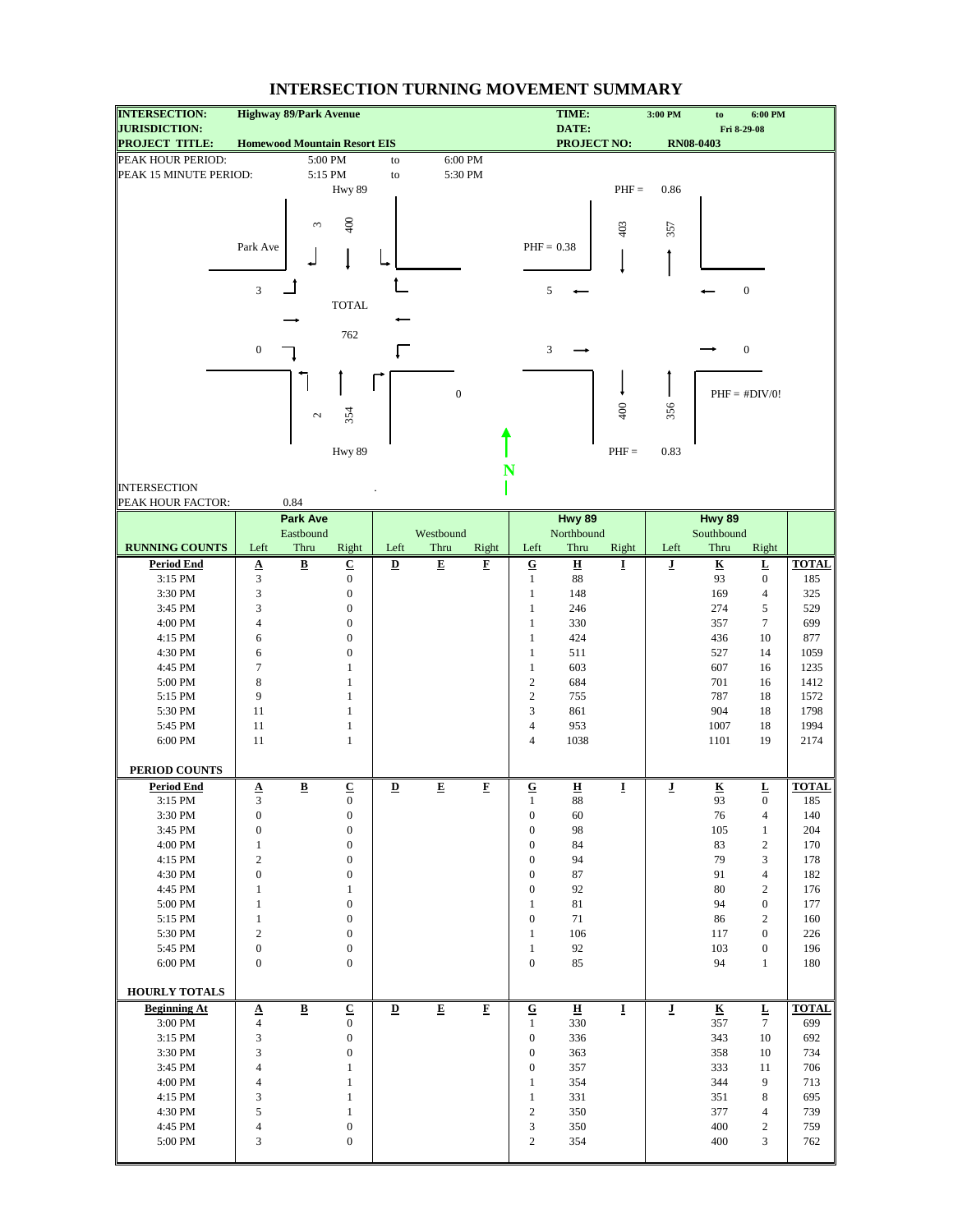# INTERSECTION TURNING MOVEMENT SUMMARY

| | | | |
|---|---|---|---|
| **INTERSECTION:** | **Highway 89/Park Avenue** | **TIME:** | **3:00 PM to 6:00 PM** |
| **JURISDICTION:** | | **DATE:** | **Fri 8-29-08** |
| **PROJECT TITLE:** | **Homewood Mountain Resort EIS** | **PROJECT NO:** | **RN08-0403** |

PEAK HOUR PERIOD: 5:00 PM to 6:00 PM

PEAK 15 MINUTE PERIOD: 5:15 PM to 5:30 PM

Hwy 89 (southbound approach): Right 3, Thru 400. Northbound departing/approaching: 403 / 357, PHF = 0.86

Park Ave (eastbound): Left 3, Right 0. PHF = 0.38; approach 5 / departing 3

Westbound: 0 / 0, PHF = #DIV/0!

Hwy 89 (northbound approach): Left 2, Thru 354. 400 / 356, PHF = 0.83

TOTAL: 762

INTERSECTION PEAK HOUR FACTOR: 0.84

| | Park Ave | | | | | | Hwy 89 | | | Hwy 89 | | | |
|---|---|---|---|---|---|---|---|---|---|---|---|---|---|
| | Eastbound | | | Westbound | | | Northbound | | | Southbound | | | |
| **RUNNING COUNTS** | Left | Thru | Right | Left | Thru | Right | Left | Thru | Right | Left | Thru | Right | |
| **Period End** | **A** | **B** | **C** | **D** | **E** | **F** | **G** | **H** | **I** | **J** | **K** | **L** | **TOTAL** |
| 3:15 PM | 3 | | 0 | | | | 1 | 88 | | | 93 | 0 | 185 |
| 3:30 PM | 3 | | 0 | | | | 1 | 148 | | | 169 | 4 | 325 |
| 3:45 PM | 3 | | 0 | | | | 1 | 246 | | | 274 | 5 | 529 |
| 4:00 PM | 4 | | 0 | | | | 1 | 330 | | | 357 | 7 | 699 |
| 4:15 PM | 6 | | 0 | | | | 1 | 424 | | | 436 | 10 | 877 |
| 4:30 PM | 6 | | 0 | | | | 1 | 511 | | | 527 | 14 | 1059 |
| 4:45 PM | 7 | | 1 | | | | 1 | 603 | | | 607 | 16 | 1235 |
| 5:00 PM | 8 | | 1 | | | | 2 | 684 | | | 701 | 16 | 1412 |
| 5:15 PM | 9 | | 1 | | | | 2 | 755 | | | 787 | 18 | 1572 |
| 5:30 PM | 11 | | 1 | | | | 3 | 861 | | | 904 | 18 | 1798 |
| 5:45 PM | 11 | | 1 | | | | 4 | 953 | | | 1007 | 18 | 1994 |
| 6:00 PM | 11 | | 1 | | | | 4 | 1038 | | | 1101 | 19 | 2174 |
| **PERIOD COUNTS** | | | | | | | | | | | | | |
| **Period End** | **A** | **B** | **C** | **D** | **E** | **F** | **G** | **H** | **I** | **J** | **K** | **L** | **TOTAL** |
| 3:15 PM | 3 | | 0 | | | | 1 | 88 | | | 93 | 0 | 185 |
| 3:30 PM | 0 | | 0 | | | | 0 | 60 | | | 76 | 4 | 140 |
| 3:45 PM | 0 | | 0 | | | | 0 | 98 | | | 105 | 1 | 204 |
| 4:00 PM | 1 | | 0 | | | | 0 | 84 | | | 83 | 2 | 170 |
| 4:15 PM | 2 | | 0 | | | | 0 | 94 | | | 79 | 3 | 178 |
| 4:30 PM | 0 | | 0 | | | | 0 | 87 | | | 91 | 4 | 182 |
| 4:45 PM | 1 | | 1 | | | | 0 | 92 | | | 80 | 2 | 176 |
| 5:00 PM | 1 | | 0 | | | | 1 | 81 | | | 94 | 0 | 177 |
| 5:15 PM | 1 | | 0 | | | | 0 | 71 | | | 86 | 2 | 160 |
| 5:30 PM | 2 | | 0 | | | | 1 | 106 | | | 117 | 0 | 226 |
| 5:45 PM | 0 | | 0 | | | | 1 | 92 | | | 103 | 0 | 196 |
| 6:00 PM | 0 | | 0 | | | | 0 | 85 | | | 94 | 1 | 180 |
| **HOURLY TOTALS** | | | | | | | | | | | | | |
| **Beginning At** | **A** | **B** | **C** | **D** | **E** | **F** | **G** | **H** | **I** | **J** | **K** | **L** | **TOTAL** |
| 3:00 PM | 4 | | 0 | | | | 1 | 330 | | | 357 | 7 | 699 |
| 3:15 PM | 3 | | 0 | | | | 0 | 336 | | | 343 | 10 | 692 |
| 3:30 PM | 3 | | 0 | | | | 0 | 363 | | | 358 | 10 | 734 |
| 3:45 PM | 4 | | 1 | | | | 0 | 357 | | | 333 | 11 | 706 |
| 4:00 PM | 4 | | 1 | | | | 1 | 354 | | | 344 | 9 | 713 |
| 4:15 PM | 3 | | 1 | | | | 1 | 331 | | | 351 | 8 | 695 |
| 4:30 PM | 5 | | 1 | | | | 2 | 350 | | | 377 | 4 | 739 |
| 4:45 PM | 4 | | 0 | | | | 3 | 350 | | | 400 | 2 | 759 |
| 5:00 PM | 3 | | 0 | | | | 2 | 354 | | | 400 | 3 | 762 |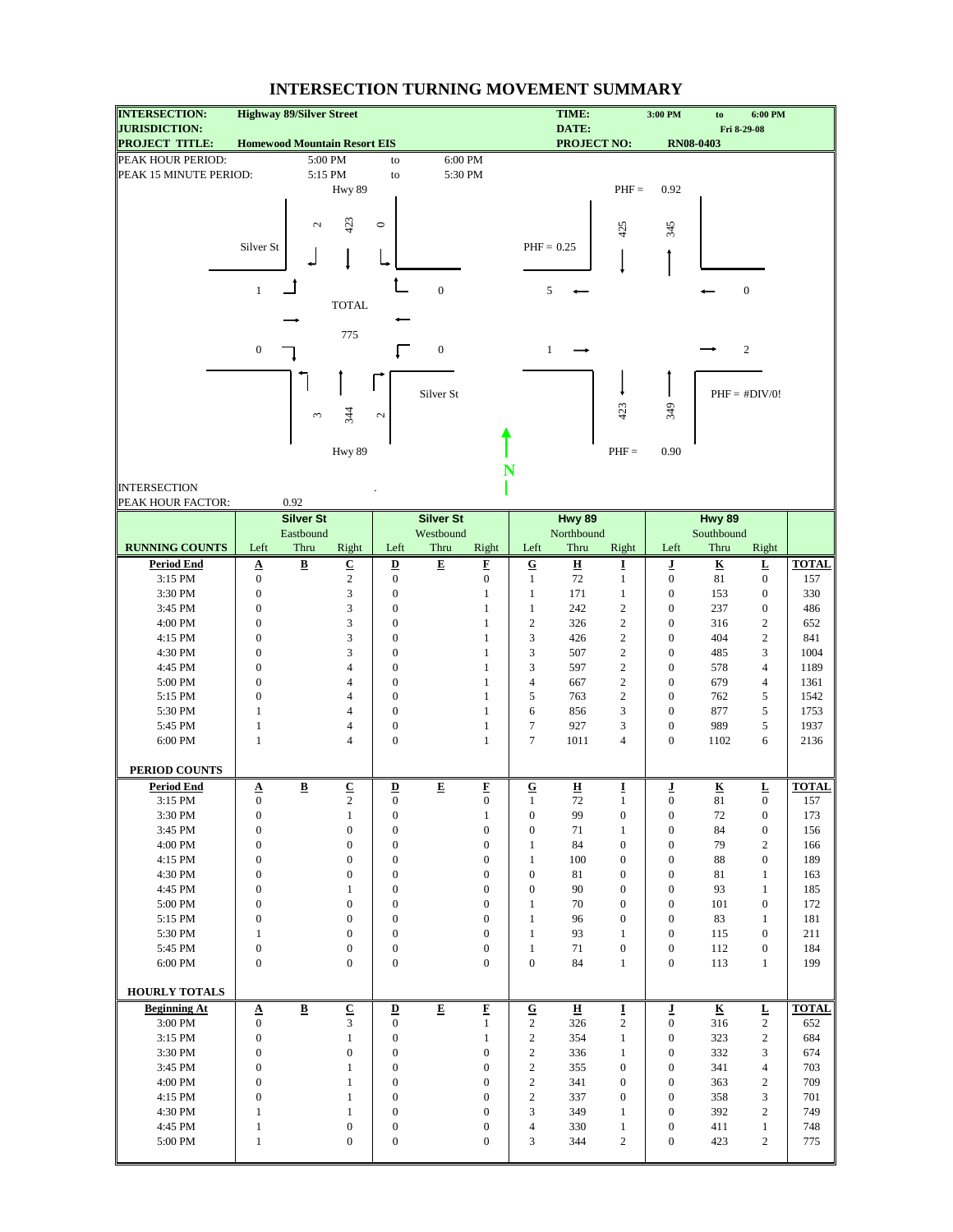# INTERSECTION TURNING MOVEMENT SUMMARY

| | | | |
|---|---|---|---|
| **INTERSECTION:** | **Highway 89/Silver Street** | **TIME:** | **3:00 PM to 6:00 PM** |
| **JURISDICTION:** | | **DATE:** | **Fri 8-29-08** |
| **PROJECT TITLE:** | **Homewood Mountain Resort EIS** | **PROJECT NO:** | **RN08-0403** |

PEAK HOUR PERIOD: 5:00 PM to 6:00 PM
PEAK 15 MINUTE PERIOD: 5:15 PM to 5:30 PM

Hwy 89 (Southbound approach): Right 2, Thru 423, Left 0
Hwy 89 (north leg): 425 southbound, 345 northbound, PHF = 0.92

Silver St (Eastbound approach): Left 1, Thru (none), Right 0; PHF = 0.25
Silver St (west leg): 5 westbound out, 1 eastbound in

Silver St (Westbound approach): Right 0, Thru (none), Left 0
Silver St (east leg): 0 westbound, 2 eastbound; PHF = #DIV/0!

TOTAL: 775

Hwy 89 (Northbound approach): Left 3, Thru 344, Right 2
Hwy 89 (south leg): 423 southbound, 349 northbound, PHF = 0.90

INTERSECTION PEAK HOUR FACTOR: 0.92

| | Silver St Eastbound | | | Silver St Westbound | | | Hwy 89 Northbound | | | Hwy 89 Southbound | | | |
|---|---|---|---|---|---|---|---|---|---|---|---|---|---|
| **RUNNING COUNTS** | Left | Thru | Right | Left | Thru | Right | Left | Thru | Right | Left | Thru | Right | |
| **Period End** | **A** | **B** | **C** | **D** | **E** | **F** | **G** | **H** | **I** | **J** | **K** | **L** | **TOTAL** |
| 3:15 PM | 0 | | 2 | 0 | | 0 | 1 | 72 | 1 | 0 | 81 | 0 | 157 |
| 3:30 PM | 0 | | 3 | 0 | | 1 | 1 | 171 | 1 | 0 | 153 | 0 | 330 |
| 3:45 PM | 0 | | 3 | 0 | | 1 | 1 | 242 | 2 | 0 | 237 | 0 | 486 |
| 4:00 PM | 0 | | 3 | 0 | | 1 | 2 | 326 | 2 | 0 | 316 | 2 | 652 |
| 4:15 PM | 0 | | 3 | 0 | | 1 | 3 | 426 | 2 | 0 | 404 | 2 | 841 |
| 4:30 PM | 0 | | 3 | 0 | | 1 | 3 | 507 | 2 | 0 | 485 | 3 | 1004 |
| 4:45 PM | 0 | | 4 | 0 | | 1 | 3 | 597 | 2 | 0 | 578 | 4 | 1189 |
| 5:00 PM | 0 | | 4 | 0 | | 1 | 4 | 667 | 2 | 0 | 679 | 4 | 1361 |
| 5:15 PM | 0 | | 4 | 0 | | 1 | 5 | 763 | 2 | 0 | 762 | 5 | 1542 |
| 5:30 PM | 1 | | 4 | 0 | | 1 | 6 | 856 | 3 | 0 | 877 | 5 | 1753 |
| 5:45 PM | 1 | | 4 | 0 | | 1 | 7 | 927 | 3 | 0 | 989 | 5 | 1937 |
| 6:00 PM | 1 | | 4 | 0 | | 1 | 7 | 1011 | 4 | 0 | 1102 | 6 | 2136 |
| **PERIOD COUNTS** | | | | | | | | | | | | | |
| **Period End** | **A** | **B** | **C** | **D** | **E** | **F** | **G** | **H** | **I** | **J** | **K** | **L** | **TOTAL** |
| 3:15 PM | 0 | | 2 | 0 | | 0 | 1 | 72 | 1 | 0 | 81 | 0 | 157 |
| 3:30 PM | 0 | | 1 | 0 | | 1 | 0 | 99 | 0 | 0 | 72 | 0 | 173 |
| 3:45 PM | 0 | | 0 | 0 | | 0 | 0 | 71 | 1 | 0 | 84 | 0 | 156 |
| 4:00 PM | 0 | | 0 | 0 | | 0 | 1 | 84 | 0 | 0 | 79 | 2 | 166 |
| 4:15 PM | 0 | | 0 | 0 | | 0 | 1 | 100 | 0 | 0 | 88 | 0 | 189 |
| 4:30 PM | 0 | | 0 | 0 | | 0 | 0 | 81 | 0 | 0 | 81 | 1 | 163 |
| 4:45 PM | 0 | | 1 | 0 | | 0 | 0 | 90 | 0 | 0 | 93 | 1 | 185 |
| 5:00 PM | 0 | | 0 | 0 | | 0 | 1 | 70 | 0 | 0 | 101 | 0 | 172 |
| 5:15 PM | 0 | | 0 | 0 | | 0 | 1 | 96 | 0 | 0 | 83 | 1 | 181 |
| 5:30 PM | 1 | | 0 | 0 | | 0 | 1 | 93 | 1 | 0 | 115 | 0 | 211 |
| 5:45 PM | 0 | | 0 | 0 | | 0 | 1 | 71 | 0 | 0 | 112 | 0 | 184 |
| 6:00 PM | 0 | | 0 | 0 | | 0 | 0 | 84 | 1 | 0 | 113 | 1 | 199 |
| **HOURLY TOTALS** | | | | | | | | | | | | | |
| **Beginning At** | **A** | **B** | **C** | **D** | **E** | **F** | **G** | **H** | **I** | **J** | **K** | **L** | **TOTAL** |
| 3:00 PM | 0 | | 3 | 0 | | 1 | 2 | 326 | 2 | 0 | 316 | 2 | 652 |
| 3:15 PM | 0 | | 1 | 0 | | 1 | 2 | 354 | 1 | 0 | 323 | 2 | 684 |
| 3:30 PM | 0 | | 0 | 0 | | 0 | 2 | 336 | 1 | 0 | 332 | 3 | 674 |
| 3:45 PM | 0 | | 1 | 0 | | 0 | 2 | 355 | 0 | 0 | 341 | 4 | 703 |
| 4:00 PM | 0 | | 1 | 0 | | 0 | 2 | 341 | 0 | 0 | 363 | 2 | 709 |
| 4:15 PM | 0 | | 1 | 0 | | 0 | 2 | 337 | 0 | 0 | 358 | 3 | 701 |
| 4:30 PM | 1 | | 1 | 0 | | 0 | 3 | 349 | 1 | 0 | 392 | 2 | 749 |
| 4:45 PM | 1 | | 0 | 0 | | 0 | 4 | 330 | 1 | 0 | 411 | 1 | 748 |
| 5:00 PM | 1 | | 0 | 0 | | 0 | 3 | 344 | 2 | 0 | 423 | 2 | 775 |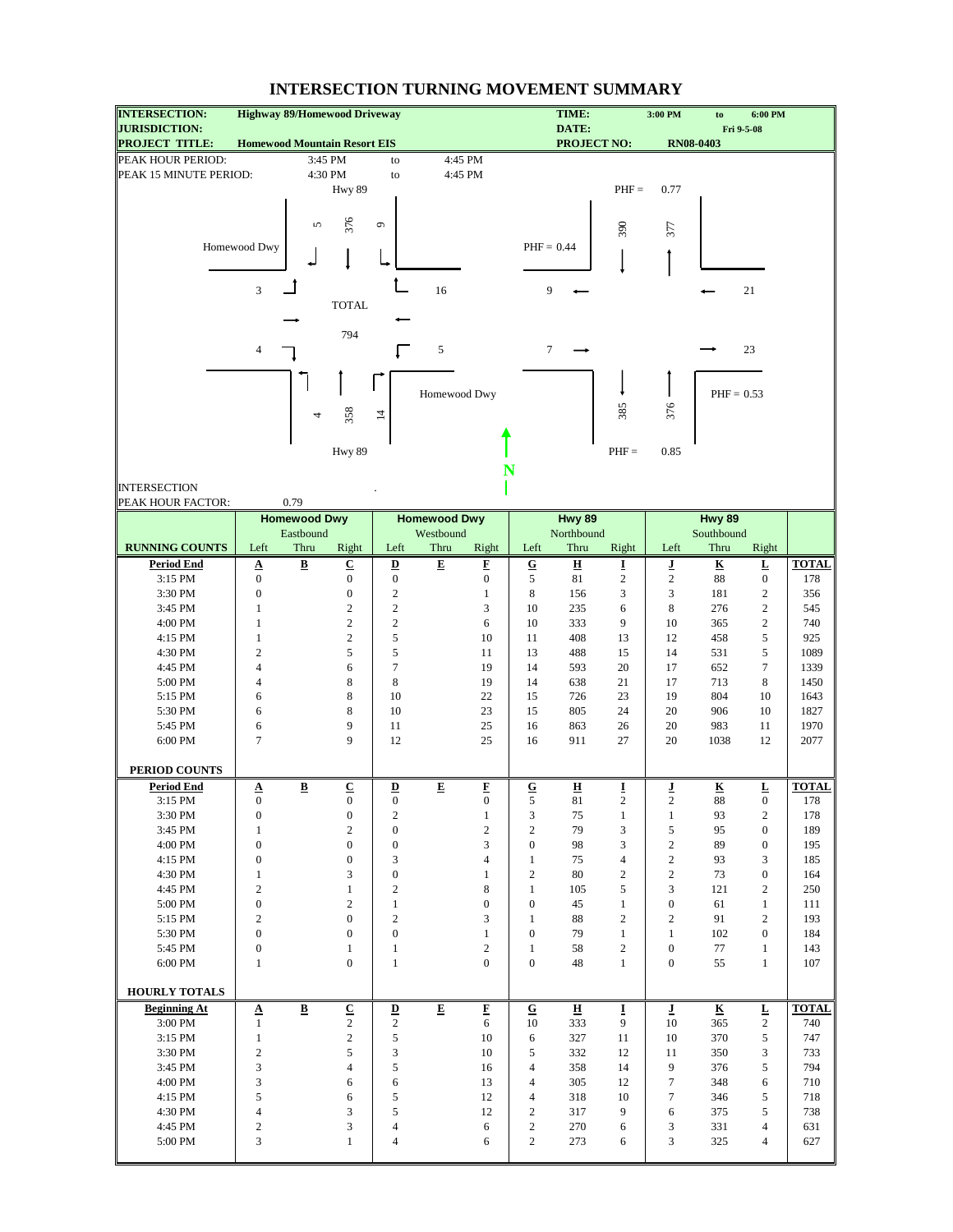# INTERSECTION TURNING MOVEMENT SUMMARY

| | | | |
|---|---|---|---|
| **INTERSECTION:** | **Highway 89/Homewood Driveway** | **TIME:** | **3:00 PM to 6:00 PM** |
| **JURISDICTION:** | | **DATE:** | **Fri 9-5-08** |
| **PROJECT TITLE:** | **Homewood Mountain Resort EIS** | **PROJECT NO:** | **RN08-0403** |

PEAK HOUR PERIOD: 3:45 PM to 4:45 PM

PEAK 15 MINUTE PERIOD: 4:30 PM to 4:45 PM

Hwy 89 (north leg) — Southbound: Right 5, Thru 376, Left 9; Approach volume 390, Departure volume 377; PHF = 0.77

Homewood Dwy (west leg) — Eastbound: Left 3, Thru 0, Right 4; Approach volume 7, Departure volume 9; PHF = 0.44

Homewood Dwy (east leg) — Westbound: Left 5, Thru 0, Right 16; Approach volume 21, Departure volume 23; PHF = 0.53

Hwy 89 (south leg) — Northbound: Left 4, Thru 358, Right 14; Approach volume 376, Departure volume 385; PHF = 0.85

TOTAL: 794

INTERSECTION PEAK HOUR FACTOR: 0.79

| | Homewood Dwy Eastbound | | | Homewood Dwy Westbound | | | Hwy 89 Northbound | | | Hwy 89 Southbound | | | |
|---|---|---|---|---|---|---|---|---|---|---|---|---|---|
| **RUNNING COUNTS** | Left | Thru | Right | Left | Thru | Right | Left | Thru | Right | Left | Thru | Right | |
| **Period End** | **A** | **B** | **C** | **D** | **E** | **F** | **G** | **H** | **I** | **J** | **K** | **L** | **TOTAL** |
| 3:15 PM | 0 | | 0 | 0 | | 0 | 5 | 81 | 2 | 2 | 88 | 0 | 178 |
| 3:30 PM | 0 | | 0 | 2 | | 1 | 8 | 156 | 3 | 3 | 181 | 2 | 356 |
| 3:45 PM | 1 | | 2 | 2 | | 3 | 10 | 235 | 6 | 8 | 276 | 2 | 545 |
| 4:00 PM | 1 | | 2 | 2 | | 6 | 10 | 333 | 9 | 10 | 365 | 2 | 740 |
| 4:15 PM | 1 | | 2 | 5 | | 10 | 11 | 408 | 13 | 12 | 458 | 5 | 925 |
| 4:30 PM | 2 | | 5 | 5 | | 11 | 13 | 488 | 15 | 14 | 531 | 5 | 1089 |
| 4:45 PM | 4 | | 6 | 7 | | 19 | 14 | 593 | 20 | 17 | 652 | 7 | 1339 |
| 5:00 PM | 4 | | 8 | 8 | | 19 | 14 | 638 | 21 | 17 | 713 | 8 | 1450 |
| 5:15 PM | 6 | | 8 | 10 | | 22 | 15 | 726 | 23 | 19 | 804 | 10 | 1643 |
| 5:30 PM | 6 | | 8 | 10 | | 23 | 15 | 805 | 24 | 20 | 906 | 10 | 1827 |
| 5:45 PM | 6 | | 9 | 11 | | 25 | 16 | 863 | 26 | 20 | 983 | 11 | 1970 |
| 6:00 PM | 7 | | 9 | 12 | | 25 | 16 | 911 | 27 | 20 | 1038 | 12 | 2077 |
| **PERIOD COUNTS** | | | | | | | | | | | | | |
| **Period End** | **A** | **B** | **C** | **D** | **E** | **F** | **G** | **H** | **I** | **J** | **K** | **L** | **TOTAL** |
| 3:15 PM | 0 | | 0 | 0 | | 0 | 5 | 81 | 2 | 2 | 88 | 0 | 178 |
| 3:30 PM | 0 | | 0 | 2 | | 1 | 3 | 75 | 1 | 1 | 93 | 2 | 178 |
| 3:45 PM | 1 | | 2 | 0 | | 2 | 2 | 79 | 3 | 5 | 95 | 0 | 189 |
| 4:00 PM | 0 | | 0 | 0 | | 3 | 0 | 98 | 3 | 2 | 89 | 0 | 195 |
| 4:15 PM | 0 | | 0 | 3 | | 4 | 1 | 75 | 4 | 2 | 93 | 3 | 185 |
| 4:30 PM | 1 | | 3 | 0 | | 1 | 2 | 80 | 2 | 2 | 73 | 0 | 164 |
| 4:45 PM | 2 | | 1 | 2 | | 8 | 1 | 105 | 5 | 3 | 121 | 2 | 250 |
| 5:00 PM | 0 | | 2 | 1 | | 0 | 0 | 45 | 1 | 0 | 61 | 1 | 111 |
| 5:15 PM | 2 | | 0 | 2 | | 3 | 1 | 88 | 2 | 2 | 91 | 2 | 193 |
| 5:30 PM | 0 | | 0 | 0 | | 1 | 0 | 79 | 1 | 1 | 102 | 0 | 184 |
| 5:45 PM | 0 | | 1 | 1 | | 2 | 1 | 58 | 2 | 0 | 77 | 1 | 143 |
| 6:00 PM | 1 | | 0 | 1 | | 0 | 0 | 48 | 1 | 0 | 55 | 1 | 107 |
| **HOURLY TOTALS** | | | | | | | | | | | | | |
| **Beginning At** | **A** | **B** | **C** | **D** | **E** | **F** | **G** | **H** | **I** | **J** | **K** | **L** | **TOTAL** |
| 3:00 PM | 1 | | 2 | 2 | | 6 | 10 | 333 | 9 | 10 | 365 | 2 | 740 |
| 3:15 PM | 1 | | 2 | 5 | | 10 | 6 | 327 | 11 | 10 | 370 | 5 | 747 |
| 3:30 PM | 2 | | 5 | 3 | | 10 | 5 | 332 | 12 | 11 | 350 | 3 | 733 |
| 3:45 PM | 3 | | 4 | 5 | | 16 | 4 | 358 | 14 | 9 | 376 | 5 | 794 |
| 4:00 PM | 3 | | 6 | 6 | | 13 | 4 | 305 | 12 | 7 | 348 | 6 | 710 |
| 4:15 PM | 5 | | 6 | 5 | | 12 | 4 | 318 | 10 | 7 | 346 | 5 | 718 |
| 4:30 PM | 4 | | 3 | 5 | | 12 | 2 | 317 | 9 | 6 | 375 | 5 | 738 |
| 4:45 PM | 2 | | 3 | 4 | | 6 | 2 | 270 | 6 | 3 | 331 | 4 | 631 |
| 5:00 PM | 3 | | 1 | 4 | | 6 | 2 | 273 | 6 | 3 | 325 | 4 | 627 |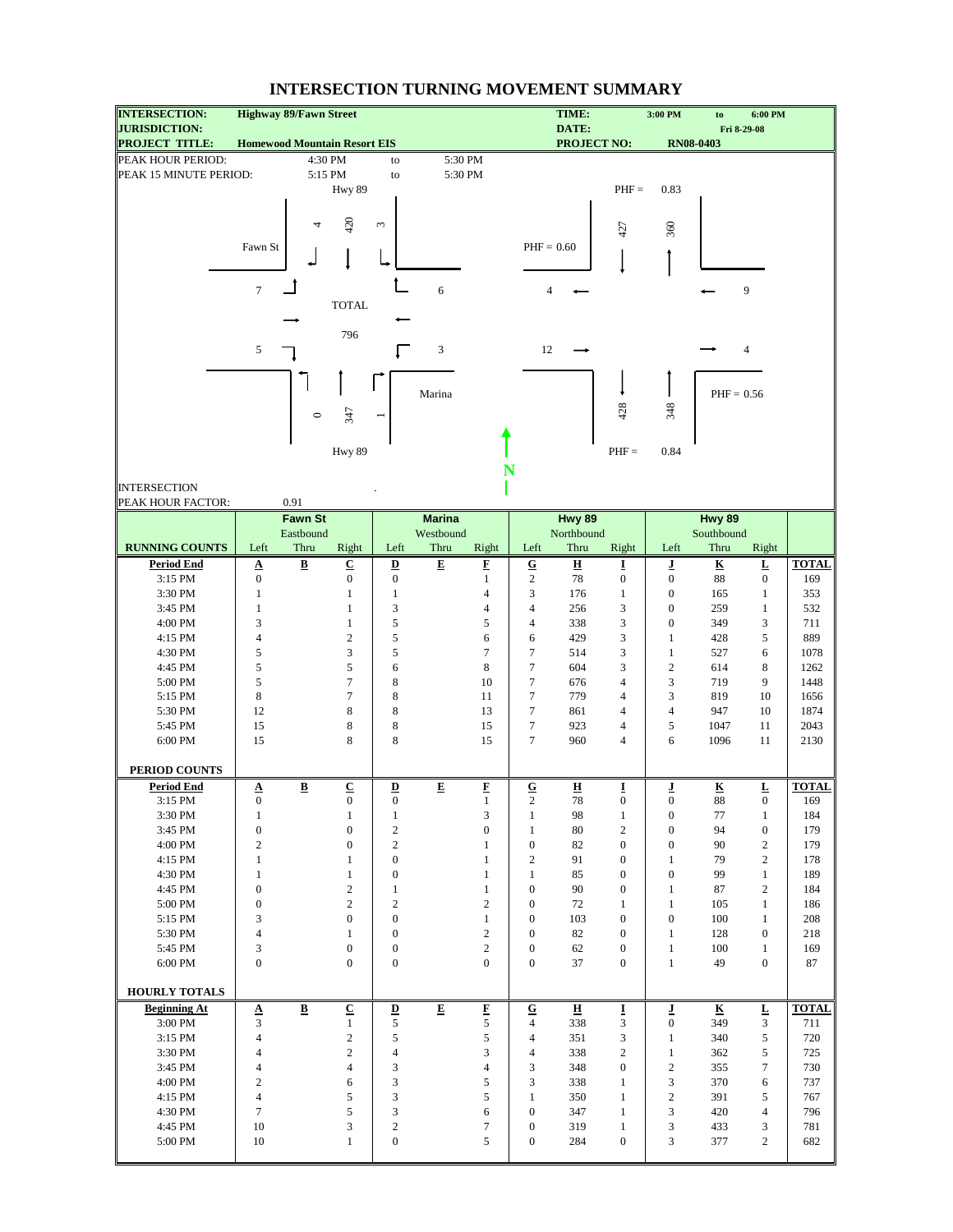# INTERSECTION TURNING MOVEMENT SUMMARY

| | | | | |
|---|---|---|---|---|
| **INTERSECTION:** | **Highway 89/Fawn Street** | | **TIME:** | **3:00 PM to 6:00 PM** |
| **JURISDICTION:** | | | **DATE:** | **Fri 8-29-08** |
| **PROJECT TITLE:** | **Homewood Mountain Resort EIS** | | **PROJECT NO:** | **RN08-0403** |

PEAK HOUR PERIOD: 4:30 PM to 5:30 PM

PEAK 15 MINUTE PERIOD: 5:15 PM to 5:30 PM

**Peak hour turning movements (TOTAL = 796)**

Hwy 89 (Southbound approach): Right 4, Thru 420, Left 3

Fawn St (Eastbound approach): Left 7, Right 5

Marina (Westbound approach): Left 3, Right 6

Hwy 89 (Northbound approach): Left 0, Thru 347, Right 1

**Approach/departure volumes and PHF**

- Hwy 89 (north leg): Southbound 427, Northbound departure 360, PHF = 0.83
- Fawn St (west leg): 4 departing, 12 approaching, PHF = 0.60
- Marina (east leg): 9 approaching, 4 departing, PHF = 0.56
- Hwy 89 (south leg): 428 departing, 348 approaching, PHF = 0.84

INTERSECTION PEAK HOUR FACTOR: 0.91

| | Fawn St | | | Marina | | | Hwy 89 | | | Hwy 89 | | | |
|---|---|---|---|---|---|---|---|---|---|---|---|---|---|
| | Eastbound | | | Westbound | | | Northbound | | | Southbound | | | |
| **RUNNING COUNTS** | Left | Thru | Right | Left | Thru | Right | Left | Thru | Right | Left | Thru | Right | |
| **Period End** | **A** | **B** | **C** | **D** | **E** | **F** | **G** | **H** | **I** | **J** | **K** | **L** | **TOTAL** |
| 3:15 PM | 0 | | 0 | 0 | | 1 | 2 | 78 | 0 | 0 | 88 | 0 | 169 |
| 3:30 PM | 1 | | 1 | 1 | | 4 | 3 | 176 | 1 | 0 | 165 | 1 | 353 |
| 3:45 PM | 1 | | 1 | 3 | | 4 | 4 | 256 | 3 | 0 | 259 | 1 | 532 |
| 4:00 PM | 3 | | 1 | 5 | | 5 | 4 | 338 | 3 | 0 | 349 | 3 | 711 |
| 4:15 PM | 4 | | 2 | 5 | | 6 | 6 | 429 | 3 | 1 | 428 | 5 | 889 |
| 4:30 PM | 5 | | 3 | 5 | | 7 | 7 | 514 | 3 | 1 | 527 | 6 | 1078 |
| 4:45 PM | 5 | | 5 | 6 | | 8 | 7 | 604 | 3 | 2 | 614 | 8 | 1262 |
| 5:00 PM | 5 | | 7 | 8 | | 10 | 7 | 676 | 4 | 3 | 719 | 9 | 1448 |
| 5:15 PM | 8 | | 7 | 8 | | 11 | 7 | 779 | 4 | 3 | 819 | 10 | 1656 |
| 5:30 PM | 12 | | 8 | 8 | | 13 | 7 | 861 | 4 | 4 | 947 | 10 | 1874 |
| 5:45 PM | 15 | | 8 | 8 | | 15 | 7 | 923 | 4 | 5 | 1047 | 11 | 2043 |
| 6:00 PM | 15 | | 8 | 8 | | 15 | 7 | 960 | 4 | 6 | 1096 | 11 | 2130 |
| **PERIOD COUNTS** | | | | | | | | | | | | | |
| **Period End** | **A** | **B** | **C** | **D** | **E** | **F** | **G** | **H** | **I** | **J** | **K** | **L** | **TOTAL** |
| 3:15 PM | 0 | | 0 | 0 | | 1 | 2 | 78 | 0 | 0 | 88 | 0 | 169 |
| 3:30 PM | 1 | | 1 | 1 | | 3 | 1 | 98 | 1 | 0 | 77 | 1 | 184 |
| 3:45 PM | 0 | | 0 | 2 | | 0 | 1 | 80 | 2 | 0 | 94 | 0 | 179 |
| 4:00 PM | 2 | | 0 | 2 | | 1 | 0 | 82 | 0 | 0 | 90 | 2 | 179 |
| 4:15 PM | 1 | | 1 | 0 | | 1 | 2 | 91 | 0 | 1 | 79 | 2 | 178 |
| 4:30 PM | 1 | | 1 | 0 | | 1 | 1 | 85 | 0 | 0 | 99 | 1 | 189 |
| 4:45 PM | 0 | | 2 | 1 | | 1 | 0 | 90 | 0 | 1 | 87 | 2 | 184 |
| 5:00 PM | 0 | | 2 | 2 | | 2 | 0 | 72 | 1 | 1 | 105 | 1 | 186 |
| 5:15 PM | 3 | | 0 | 0 | | 1 | 0 | 103 | 0 | 0 | 100 | 1 | 208 |
| 5:30 PM | 4 | | 1 | 0 | | 2 | 0 | 82 | 0 | 1 | 128 | 0 | 218 |
| 5:45 PM | 3 | | 0 | 0 | | 2 | 0 | 62 | 0 | 1 | 100 | 1 | 169 |
| 6:00 PM | 0 | | 0 | 0 | | 0 | 0 | 37 | 0 | 1 | 49 | 0 | 87 |
| **HOURLY TOTALS** | | | | | | | | | | | | | |
| **Beginning At** | **A** | **B** | **C** | **D** | **E** | **F** | **G** | **H** | **I** | **J** | **K** | **L** | **TOTAL** |
| 3:00 PM | 3 | | 1 | 5 | | 5 | 4 | 338 | 3 | 0 | 349 | 3 | 711 |
| 3:15 PM | 4 | | 2 | 5 | | 5 | 4 | 351 | 3 | 1 | 340 | 5 | 720 |
| 3:30 PM | 4 | | 2 | 4 | | 3 | 4 | 338 | 2 | 1 | 362 | 5 | 725 |
| 3:45 PM | 4 | | 4 | 3 | | 4 | 3 | 348 | 0 | 2 | 355 | 7 | 730 |
| 4:00 PM | 2 | | 6 | 3 | | 5 | 3 | 338 | 1 | 3 | 370 | 6 | 737 |
| 4:15 PM | 4 | | 5 | 3 | | 5 | 1 | 350 | 1 | 2 | 391 | 5 | 767 |
| 4:30 PM | 7 | | 5 | 3 | | 6 | 0 | 347 | 1 | 3 | 420 | 4 | 796 |
| 4:45 PM | 10 | | 3 | 2 | | 7 | 0 | 319 | 1 | 3 | 433 | 3 | 781 |
| 5:00 PM | 10 | | 1 | 0 | | 5 | 0 | 284 | 0 | 3 | 377 | 2 | 682 |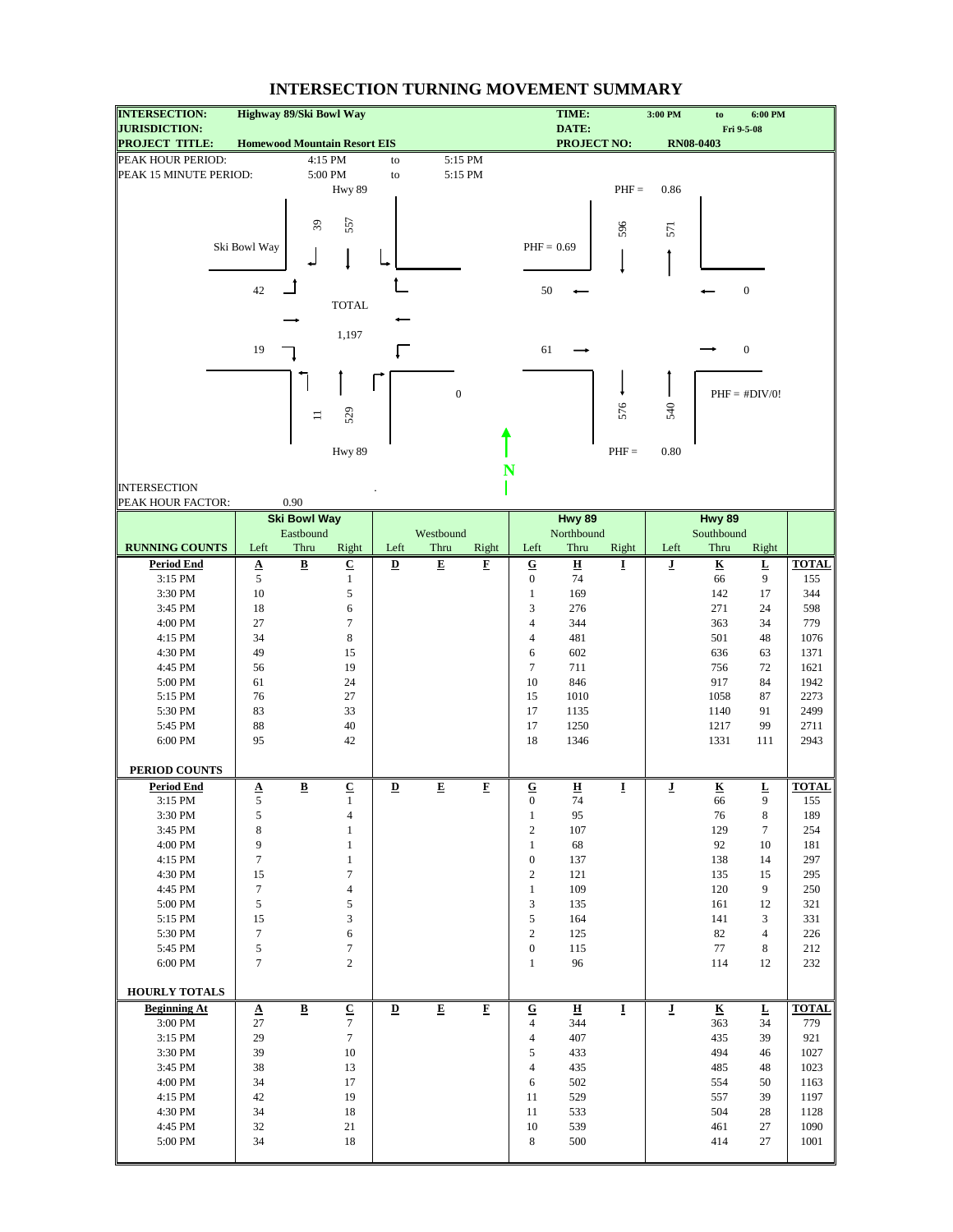# INTERSECTION TURNING MOVEMENT SUMMARY

| | | | |
|---|---|---|---|
| **INTERSECTION:** | **Highway 89/Ski Bowl Way** | **TIME:** | **3:00 PM to 6:00 PM** |
| **JURISDICTION:** | | **DATE:** | **Fri 9-5-08** |
| **PROJECT TITLE:** | **Homewood Mountain Resort EIS** | **PROJECT NO:** | **RN08-0403** |

PEAK HOUR PERIOD: 4:15 PM to 5:15 PM

PEAK 15 MINUTE PERIOD: 5:00 PM to 5:15 PM

Hwy 89 (north leg): Southbound Right 39, Southbound Thru 557; PHF = 0.86; approach volume 596, departure volume 571

Ski Bowl Way (west leg): Eastbound Left 42, Eastbound Right 19; PHF = 0.69; approach volume 61, departure volume 50

East leg: 0 / 0; PHF = #DIV/0!

Hwy 89 (south leg): Northbound Left 11, Northbound Thru 529; PHF = 0.80; approach volume 540, departure volume 576

East leg approach: 0

TOTAL: 1,197

INTERSECTION PEAK HOUR FACTOR: 0.90

| | Ski Bowl Way | | | | | | Hwy 89 | | | Hwy 89 | | | |
|---|---|---|---|---|---|---|---|---|---|---|---|---|---|
| | Eastbound | | | Westbound | | | Northbound | | | Southbound | | | |
| **RUNNING COUNTS** | Left | Thru | Right | Left | Thru | Right | Left | Thru | Right | Left | Thru | Right | |
| **Period End** | **A** | **B** | **C** | **D** | **E** | **F** | **G** | **H** | **I** | **J** | **K** | **L** | **TOTAL** |
| 3:15 PM | 5 | | 1 | | | | 0 | 74 | | | 66 | 9 | 155 |
| 3:30 PM | 10 | | 5 | | | | 1 | 169 | | | 142 | 17 | 344 |
| 3:45 PM | 18 | | 6 | | | | 3 | 276 | | | 271 | 24 | 598 |
| 4:00 PM | 27 | | 7 | | | | 4 | 344 | | | 363 | 34 | 779 |
| 4:15 PM | 34 | | 8 | | | | 4 | 481 | | | 501 | 48 | 1076 |
| 4:30 PM | 49 | | 15 | | | | 6 | 602 | | | 636 | 63 | 1371 |
| 4:45 PM | 56 | | 19 | | | | 7 | 711 | | | 756 | 72 | 1621 |
| 5:00 PM | 61 | | 24 | | | | 10 | 846 | | | 917 | 84 | 1942 |
| 5:15 PM | 76 | | 27 | | | | 15 | 1010 | | | 1058 | 87 | 2273 |
| 5:30 PM | 83 | | 33 | | | | 17 | 1135 | | | 1140 | 91 | 2499 |
| 5:45 PM | 88 | | 40 | | | | 17 | 1250 | | | 1217 | 99 | 2711 |
| 6:00 PM | 95 | | 42 | | | | 18 | 1346 | | | 1331 | 111 | 2943 |
| **PERIOD COUNTS** | | | | | | | | | | | | | |
| **Period End** | **A** | **B** | **C** | **D** | **E** | **F** | **G** | **H** | **I** | **J** | **K** | **L** | **TOTAL** |
| 3:15 PM | 5 | | 1 | | | | 0 | 74 | | | 66 | 9 | 155 |
| 3:30 PM | 5 | | 4 | | | | 1 | 95 | | | 76 | 8 | 189 |
| 3:45 PM | 8 | | 1 | | | | 2 | 107 | | | 129 | 7 | 254 |
| 4:00 PM | 9 | | 1 | | | | 1 | 68 | | | 92 | 10 | 181 |
| 4:15 PM | 7 | | 1 | | | | 0 | 137 | | | 138 | 14 | 297 |
| 4:30 PM | 15 | | 7 | | | | 2 | 121 | | | 135 | 15 | 295 |
| 4:45 PM | 7 | | 4 | | | | 1 | 109 | | | 120 | 9 | 250 |
| 5:00 PM | 5 | | 5 | | | | 3 | 135 | | | 161 | 12 | 321 |
| 5:15 PM | 15 | | 3 | | | | 5 | 164 | | | 141 | 3 | 331 |
| 5:30 PM | 7 | | 6 | | | | 2 | 125 | | | 82 | 4 | 226 |
| 5:45 PM | 5 | | 7 | | | | 0 | 115 | | | 77 | 8 | 212 |
| 6:00 PM | 7 | | 2 | | | | 1 | 96 | | | 114 | 12 | 232 |
| **HOURLY TOTALS** | | | | | | | | | | | | | |
| **Beginning At** | **A** | **B** | **C** | **D** | **E** | **F** | **G** | **H** | **I** | **J** | **K** | **L** | **TOTAL** |
| 3:00 PM | 27 | | 7 | | | | 4 | 344 | | | 363 | 34 | 779 |
| 3:15 PM | 29 | | 7 | | | | 4 | 407 | | | 435 | 39 | 921 |
| 3:30 PM | 39 | | 10 | | | | 5 | 433 | | | 494 | 46 | 1027 |
| 3:45 PM | 38 | | 13 | | | | 4 | 435 | | | 485 | 48 | 1023 |
| 4:00 PM | 34 | | 17 | | | | 6 | 502 | | | 554 | 50 | 1163 |
| 4:15 PM | 42 | | 19 | | | | 11 | 529 | | | 557 | 39 | 1197 |
| 4:30 PM | 34 | | 18 | | | | 11 | 533 | | | 504 | 28 | 1128 |
| 4:45 PM | 32 | | 21 | | | | 10 | 539 | | | 461 | 27 | 1090 |
| 5:00 PM | 34 | | 18 | | | | 8 | 500 | | | 414 | 27 | 1001 |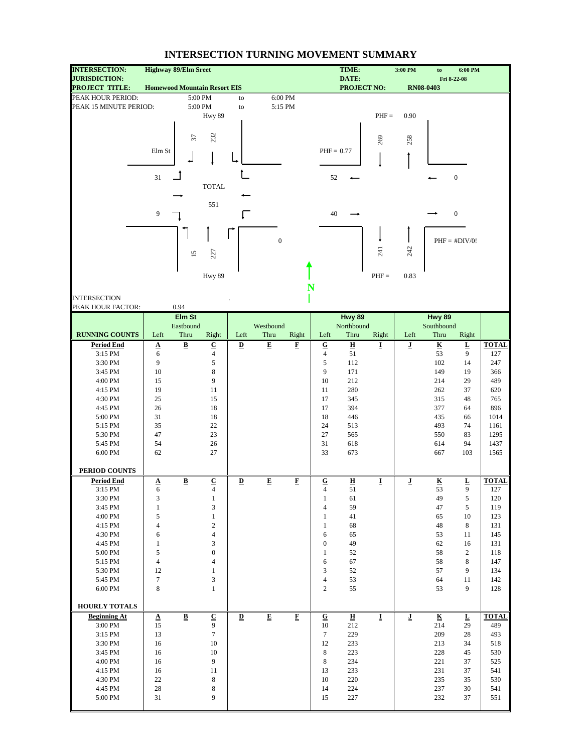# INTERSECTION TURNING MOVEMENT SUMMARY

| | | | | |
|---|---|---|---|---|
| **INTERSECTION:** | **Highway 89/Elm Sreet** | **TIME:** | **3:00 PM** to **6:00 PM** | |
| **JURISDICTION:** | | **DATE:** | **Fri 8-22-08** | |
| **PROJECT TITLE:** | **Homewood Mountain Resort EIS** | **PROJECT NO:** | **RN08-0403** | |

PEAK HOUR PERIOD: 5:00 PM to 6:00 PM

PEAK 15 MINUTE PERIOD: 5:00 PM to 5:15 PM

Hwy 89 (north leg): Southbound Right 37, Southbound Thru 232; PHF = 0.90; departing 269, approaching 258

Elm St (west leg): PHF = 0.77; Eastbound Left 31, Eastbound Right 9; approach total 40, departing 52

East leg: 0; PHF = #DIV/0!; 0, 0

TOTAL 551

Hwy 89 (south leg): Northbound Left 15, Northbound Thru 227; departing 241, approaching 242; PHF = 0.83

N

INTERSECTION PEAK HOUR FACTOR: 0.94

| | Elm St | | | | | | Hwy 89 | | | Hwy 89 | | | |
|---|---|---|---|---|---|---|---|---|---|---|---|---|---|
| | Eastbound | | | Westbound | | | Northbound | | | Southbound | | | |
| **RUNNING COUNTS** | Left | Thru | Right | Left | Thru | Right | Left | Thru | Right | Left | Thru | Right | |
| **Period End** | **A** | **B** | **C** | **D** | **E** | **F** | **G** | **H** | **I** | **J** | **K** | **L** | **TOTAL** |
| 3:15 PM | 6 | | 4 | | | | 4 | 51 | | | 53 | 9 | 127 |
| 3:30 PM | 9 | | 5 | | | | 5 | 112 | | | 102 | 14 | 247 |
| 3:45 PM | 10 | | 8 | | | | 9 | 171 | | | 149 | 19 | 366 |
| 4:00 PM | 15 | | 9 | | | | 10 | 212 | | | 214 | 29 | 489 |
| 4:15 PM | 19 | | 11 | | | | 11 | 280 | | | 262 | 37 | 620 |
| 4:30 PM | 25 | | 15 | | | | 17 | 345 | | | 315 | 48 | 765 |
| 4:45 PM | 26 | | 18 | | | | 17 | 394 | | | 377 | 64 | 896 |
| 5:00 PM | 31 | | 18 | | | | 18 | 446 | | | 435 | 66 | 1014 |
| 5:15 PM | 35 | | 22 | | | | 24 | 513 | | | 493 | 74 | 1161 |
| 5:30 PM | 47 | | 23 | | | | 27 | 565 | | | 550 | 83 | 1295 |
| 5:45 PM | 54 | | 26 | | | | 31 | 618 | | | 614 | 94 | 1437 |
| 6:00 PM | 62 | | 27 | | | | 33 | 673 | | | 667 | 103 | 1565 |

**PERIOD COUNTS**

| **Period End** | **A** | **B** | **C** | **D** | **E** | **F** | **G** | **H** | **I** | **J** | **K** | **L** | **TOTAL** |
|---|---|---|---|---|---|---|---|---|---|---|---|---|---|
| 3:15 PM | 6 | | 4 | | | | 4 | 51 | | | 53 | 9 | 127 |
| 3:30 PM | 3 | | 1 | | | | 1 | 61 | | | 49 | 5 | 120 |
| 3:45 PM | 1 | | 3 | | | | 4 | 59 | | | 47 | 5 | 119 |
| 4:00 PM | 5 | | 1 | | | | 1 | 41 | | | 65 | 10 | 123 |
| 4:15 PM | 4 | | 2 | | | | 1 | 68 | | | 48 | 8 | 131 |
| 4:30 PM | 6 | | 4 | | | | 6 | 65 | | | 53 | 11 | 145 |
| 4:45 PM | 1 | | 3 | | | | 0 | 49 | | | 62 | 16 | 131 |
| 5:00 PM | 5 | | 0 | | | | 1 | 52 | | | 58 | 2 | 118 |
| 5:15 PM | 4 | | 4 | | | | 6 | 67 | | | 58 | 8 | 147 |
| 5:30 PM | 12 | | 1 | | | | 3 | 52 | | | 57 | 9 | 134 |
| 5:45 PM | 7 | | 3 | | | | 4 | 53 | | | 64 | 11 | 142 |
| 6:00 PM | 8 | | 1 | | | | 2 | 55 | | | 53 | 9 | 128 |

**HOURLY TOTALS**

| **Beginning At** | **A** | **B** | **C** | **D** | **E** | **F** | **G** | **H** | **I** | **J** | **K** | **L** | **TOTAL** |
|---|---|---|---|---|---|---|---|---|---|---|---|---|---|
| 3:00 PM | 15 | | 9 | | | | 10 | 212 | | | 214 | 29 | 489 |
| 3:15 PM | 13 | | 7 | | | | 7 | 229 | | | 209 | 28 | 493 |
| 3:30 PM | 16 | | 10 | | | | 12 | 233 | | | 213 | 34 | 518 |
| 3:45 PM | 16 | | 10 | | | | 8 | 223 | | | 228 | 45 | 530 |
| 4:00 PM | 16 | | 9 | | | | 8 | 234 | | | 221 | 37 | 525 |
| 4:15 PM | 16 | | 11 | | | | 13 | 233 | | | 231 | 37 | 541 |
| 4:30 PM | 22 | | 8 | | | | 10 | 220 | | | 235 | 35 | 530 |
| 4:45 PM | 28 | | 8 | | | | 14 | 224 | | | 237 | 30 | 541 |
| 5:00 PM | 31 | | 9 | | | | 15 | 227 | | | 232 | 37 | 551 |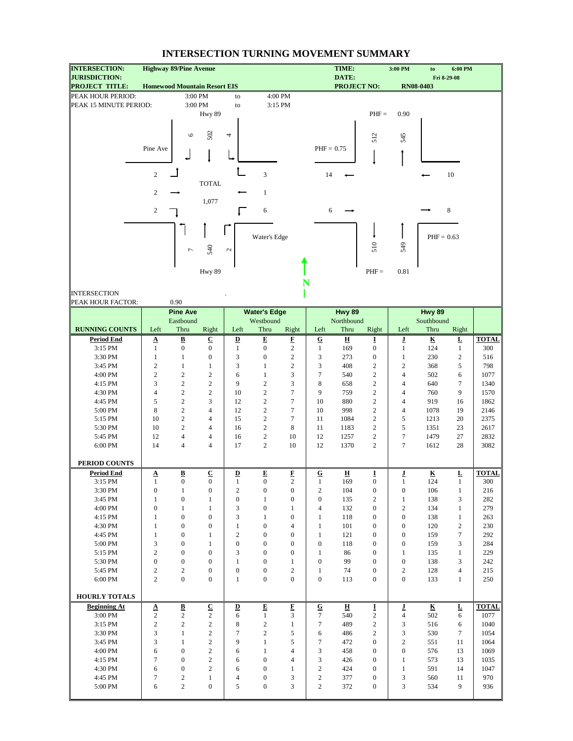# INTERSECTION TURNING MOVEMENT SUMMARY

| | | | | |
|---|---|---|---|---|
| **INTERSECTION:** | **Highway 89/Pine Avenue** | **TIME:** | **3:00 PM to 6:00 PM** | |
| **JURISDICTION:** | | **DATE:** | **Fri 8-29-08** | |
| **PROJECT TITLE:** | **Homewood Mountain Resort EIS** | **PROJECT NO:** | **RN08-0403** | |

PEAK HOUR PERIOD: 3:00 PM to 4:00 PM

PEAK 15 MINUTE PERIOD: 3:00 PM to 3:15 PM

Hwy 89

6 502 4

Pine Ave

2 2 2

TOTAL 1,077

3 1 6

Water's Edge

7 540 2

Hwy 89

PHF = 0.90

512 545

PHF = 0.75

14 10

6 8

PHF = 0.63

510 549

PHF = 0.81

N

INTERSECTION PEAK HOUR FACTOR: 0.90

| RUNNING COUNTS | Pine Ave Eastbound Left | Thru | Right | Water's Edge Westbound Left | Thru | Right | Hwy 89 Northbound Left | Thru | Right | Hwy 89 Southbound Left | Thru | Right | |
|---|---|---|---|---|---|---|---|---|---|---|---|---|---|
| **Period End** | **A** | **B** | **C** | **D** | **E** | **F** | **G** | **H** | **I** | **J** | **K** | **L** | **TOTAL** |
| 3:15 PM | 1 | 0 | 0 | 1 | 0 | 2 | 1 | 169 | 0 | 1 | 124 | 1 | 300 |
| 3:30 PM | 1 | 1 | 0 | 3 | 0 | 2 | 3 | 273 | 0 | 1 | 230 | 2 | 516 |
| 3:45 PM | 2 | 1 | 1 | 3 | 1 | 2 | 3 | 408 | 2 | 2 | 368 | 5 | 798 |
| 4:00 PM | 2 | 2 | 2 | 6 | 1 | 3 | 7 | 540 | 2 | 4 | 502 | 6 | 1077 |
| 4:15 PM | 3 | 2 | 2 | 9 | 2 | 3 | 8 | 658 | 2 | 4 | 640 | 7 | 1340 |
| 4:30 PM | 4 | 2 | 2 | 10 | 2 | 7 | 9 | 759 | 2 | 4 | 760 | 9 | 1570 |
| 4:45 PM | 5 | 2 | 3 | 12 | 2 | 7 | 10 | 880 | 2 | 4 | 919 | 16 | 1862 |
| 5:00 PM | 8 | 2 | 4 | 12 | 2 | 7 | 10 | 998 | 2 | 4 | 1078 | 19 | 2146 |
| 5:15 PM | 10 | 2 | 4 | 15 | 2 | 7 | 11 | 1084 | 2 | 5 | 1213 | 20 | 2375 |
| 5:30 PM | 10 | 2 | 4 | 16 | 2 | 8 | 11 | 1183 | 2 | 5 | 1351 | 23 | 2617 |
| 5:45 PM | 12 | 4 | 4 | 16 | 2 | 10 | 12 | 1257 | 2 | 7 | 1479 | 27 | 2832 |
| 6:00 PM | 14 | 4 | 4 | 17 | 2 | 10 | 12 | 1370 | 2 | 7 | 1612 | 28 | 3082 |
| **PERIOD COUNTS** | | | | | | | | | | | | | |
| **Period End** | **A** | **B** | **C** | **D** | **E** | **F** | **G** | **H** | **I** | **J** | **K** | **L** | **TOTAL** |
| 3:15 PM | 1 | 0 | 0 | 1 | 0 | 2 | 1 | 169 | 0 | 1 | 124 | 1 | 300 |
| 3:30 PM | 0 | 1 | 0 | 2 | 0 | 0 | 2 | 104 | 0 | 0 | 106 | 1 | 216 |
| 3:45 PM | 1 | 0 | 1 | 0 | 1 | 0 | 0 | 135 | 2 | 1 | 138 | 3 | 282 |
| 4:00 PM | 0 | 1 | 1 | 3 | 0 | 1 | 4 | 132 | 0 | 2 | 134 | 1 | 279 |
| 4:15 PM | 1 | 0 | 0 | 3 | 1 | 0 | 1 | 118 | 0 | 0 | 138 | 1 | 263 |
| 4:30 PM | 1 | 0 | 0 | 1 | 0 | 4 | 1 | 101 | 0 | 0 | 120 | 2 | 230 |
| 4:45 PM | 1 | 0 | 1 | 2 | 0 | 0 | 1 | 121 | 0 | 0 | 159 | 7 | 292 |
| 5:00 PM | 3 | 0 | 1 | 0 | 0 | 0 | 0 | 118 | 0 | 0 | 159 | 3 | 284 |
| 5:15 PM | 2 | 0 | 0 | 3 | 0 | 0 | 1 | 86 | 0 | 1 | 135 | 1 | 229 |
| 5:30 PM | 0 | 0 | 0 | 1 | 0 | 1 | 0 | 99 | 0 | 0 | 138 | 3 | 242 |
| 5:45 PM | 2 | 2 | 0 | 0 | 0 | 2 | 1 | 74 | 0 | 2 | 128 | 4 | 215 |
| 6:00 PM | 2 | 0 | 0 | 1 | 0 | 0 | 0 | 113 | 0 | 0 | 133 | 1 | 250 |
| **HOURLY TOTALS** | | | | | | | | | | | | | |
| **Beginning At** | **A** | **B** | **C** | **D** | **E** | **F** | **G** | **H** | **I** | **J** | **K** | **L** | **TOTAL** |
| 3:00 PM | 2 | 2 | 2 | 6 | 1 | 3 | 7 | 540 | 2 | 4 | 502 | 6 | 1077 |
| 3:15 PM | 2 | 2 | 2 | 8 | 2 | 1 | 7 | 489 | 2 | 3 | 516 | 6 | 1040 |
| 3:30 PM | 3 | 1 | 2 | 7 | 2 | 5 | 6 | 486 | 2 | 3 | 530 | 7 | 1054 |
| 3:45 PM | 3 | 1 | 2 | 9 | 1 | 5 | 7 | 472 | 0 | 2 | 551 | 11 | 1064 |
| 4:00 PM | 6 | 0 | 2 | 6 | 1 | 4 | 3 | 458 | 0 | 0 | 576 | 13 | 1069 |
| 4:15 PM | 7 | 0 | 2 | 6 | 0 | 4 | 3 | 426 | 0 | 1 | 573 | 13 | 1035 |
| 4:30 PM | 6 | 0 | 2 | 6 | 0 | 1 | 2 | 424 | 0 | 1 | 591 | 14 | 1047 |
| 4:45 PM | 7 | 2 | 1 | 4 | 0 | 3 | 2 | 377 | 0 | 3 | 560 | 11 | 970 |
| 5:00 PM | 6 | 2 | 0 | 5 | 0 | 3 | 2 | 372 | 0 | 3 | 534 | 9 | 936 |